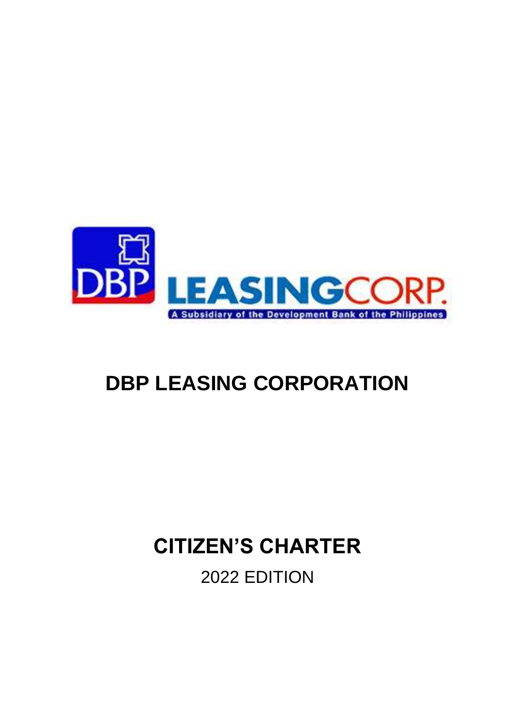# DBP LEASING CORPORATION

## CITIZEN'S CHARTER

2022 EDITION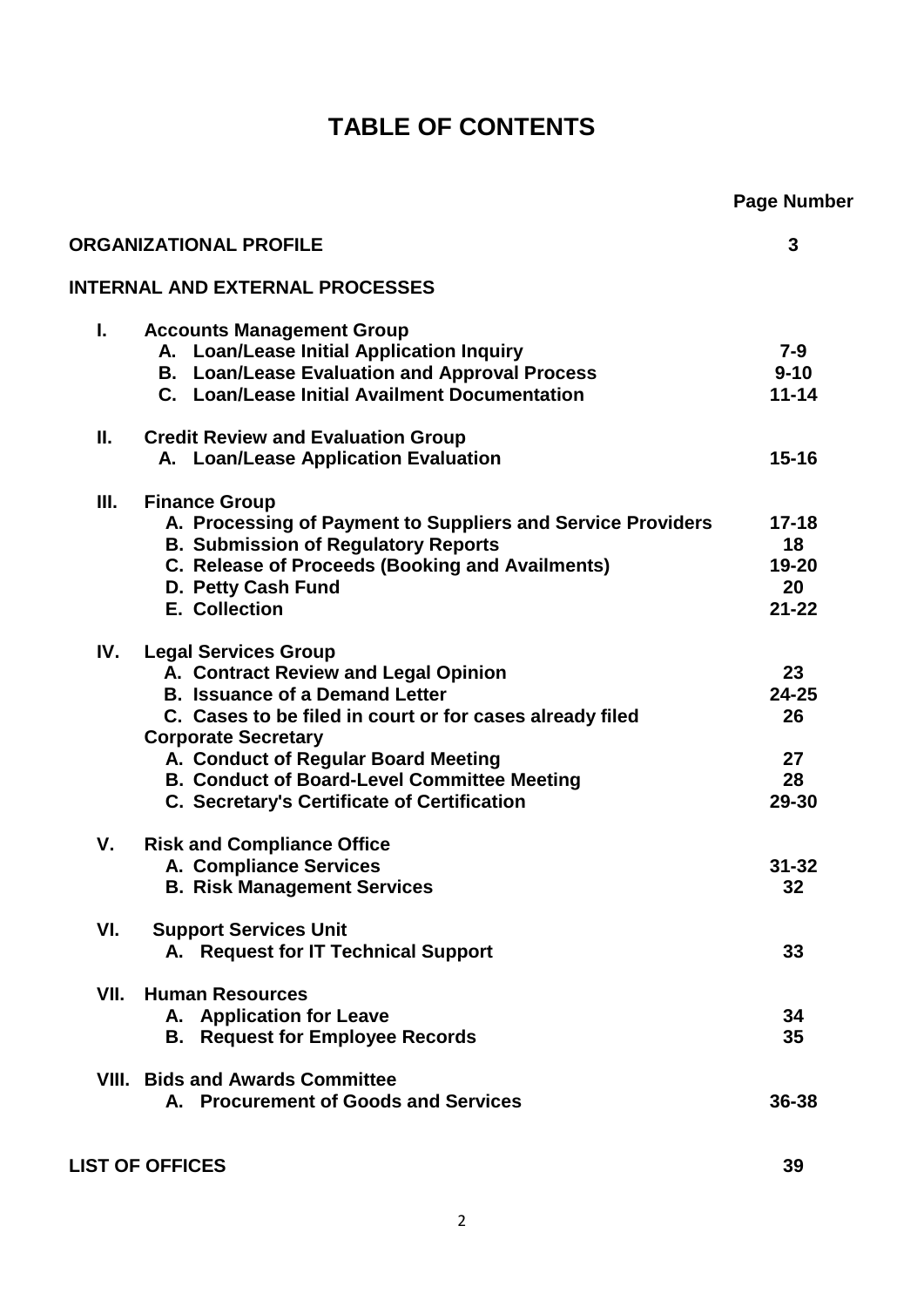# TABLE OF CONTENTS

| | | Page Number |
|---|---|---|
| **ORGANIZATIONAL PROFILE** | | **3** |
| **INTERNAL AND EXTERNAL PROCESSES** | | |
| **I.** | **Accounts Management Group** | |
| | **A. Loan/Lease Initial Application Inquiry** | **7-9** |
| | **B. Loan/Lease Evaluation and Approval Process** | **9-10** |
| | **C. Loan/Lease Initial Availment Documentation** | **11-14** |
| **II.** | **Credit Review and Evaluation Group** | |
| | **A. Loan/Lease Application Evaluation** | **15-16** |
| **III.** | **Finance Group** | |
| | **A. Processing of Payment to Suppliers and Service Providers** | **17-18** |
| | **B. Submission of Regulatory Reports** | **18** |
| | **C. Release of Proceeds (Booking and Availments)** | **19-20** |
| | **D. Petty Cash Fund** | **20** |
| | **E. Collection** | **21-22** |
| **IV.** | **Legal Services Group** | |
| | **A. Contract Review and Legal Opinion** | **23** |
| | **B. Issuance of a Demand Letter** | **24-25** |
| | **C. Cases to be filed in court or for cases already filed** | **26** |
| | **Corporate Secretary** | |
| | **A. Conduct of Regular Board Meeting** | **27** |
| | **B. Conduct of Board-Level Committee Meeting** | **28** |
| | **C. Secretary's Certificate of Certification** | **29-30** |
| **V.** | **Risk and Compliance Office** | |
| | **A. Compliance Services** | **31-32** |
| | **B. Risk Management Services** | **32** |
| **VI.** | **Support Services Unit** | |
| | **A. Request for IT Technical Support** | **33** |
| **VII.** | **Human Resources** | |
| | **A. Application for Leave** | **34** |
| | **B. Request for Employee Records** | **35** |
| **VIII.** | **Bids and Awards Committee** | |
| | **A. Procurement of Goods and Services** | **36-38** |
| **LIST OF OFFICES** | | **39** |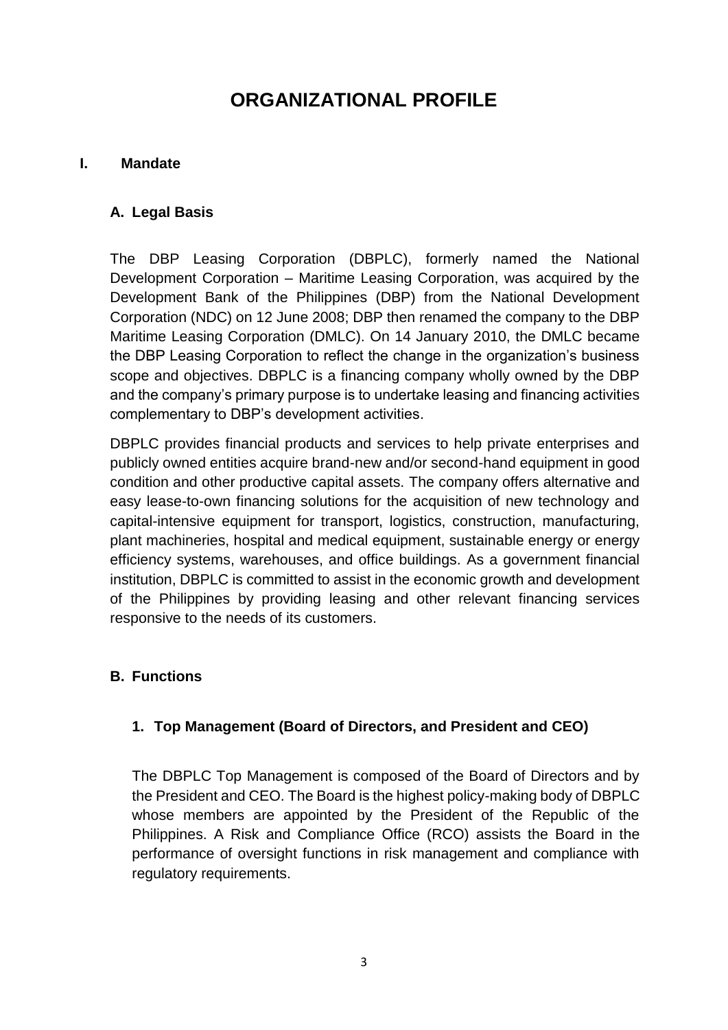# ORGANIZATIONAL PROFILE

## I. Mandate

### A. Legal Basis

The DBP Leasing Corporation (DBPLC), formerly named the National Development Corporation – Maritime Leasing Corporation, was acquired by the Development Bank of the Philippines (DBP) from the National Development Corporation (NDC) on 12 June 2008; DBP then renamed the company to the DBP Maritime Leasing Corporation (DMLC). On 14 January 2010, the DMLC became the DBP Leasing Corporation to reflect the change in the organization's business scope and objectives. DBPLC is a financing company wholly owned by the DBP and the company's primary purpose is to undertake leasing and financing activities complementary to DBP's development activities.

DBPLC provides financial products and services to help private enterprises and publicly owned entities acquire brand-new and/or second-hand equipment in good condition and other productive capital assets. The company offers alternative and easy lease-to-own financing solutions for the acquisition of new technology and capital-intensive equipment for transport, logistics, construction, manufacturing, plant machineries, hospital and medical equipment, sustainable energy or energy efficiency systems, warehouses, and office buildings. As a government financial institution, DBPLC is committed to assist in the economic growth and development of the Philippines by providing leasing and other relevant financing services responsive to the needs of its customers.

### B. Functions

#### 1. Top Management (Board of Directors, and President and CEO)

The DBPLC Top Management is composed of the Board of Directors and by the President and CEO. The Board is the highest policy-making body of DBPLC whose members are appointed by the President of the Republic of the Philippines. A Risk and Compliance Office (RCO) assists the Board in the performance of oversight functions in risk management and compliance with regulatory requirements.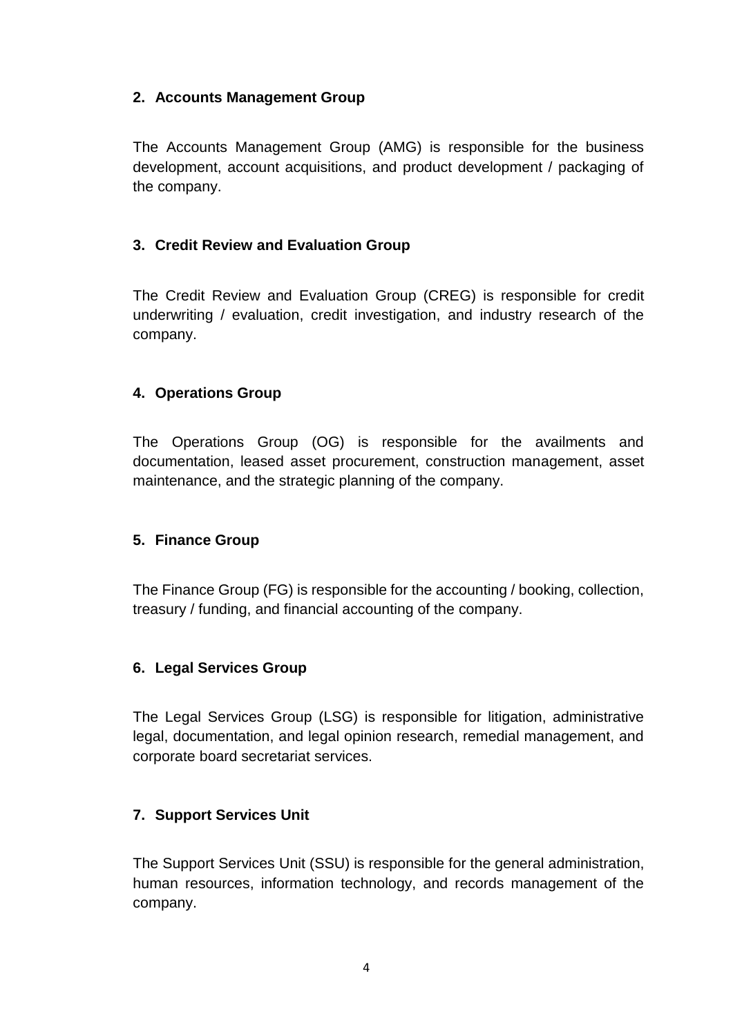**2. Accounts Management Group**

The Accounts Management Group (AMG) is responsible for the business development, account acquisitions, and product development / packaging of the company.

**3. Credit Review and Evaluation Group**

The Credit Review and Evaluation Group (CREG) is responsible for credit underwriting / evaluation, credit investigation, and industry research of the company.

**4. Operations Group**

The Operations Group (OG) is responsible for the availments and documentation, leased asset procurement, construction management, asset maintenance, and the strategic planning of the company.

**5. Finance Group**

The Finance Group (FG) is responsible for the accounting / booking, collection, treasury / funding, and financial accounting of the company.

**6. Legal Services Group**

The Legal Services Group (LSG) is responsible for litigation, administrative legal, documentation, and legal opinion research, remedial management, and corporate board secretariat services.

**7. Support Services Unit**

The Support Services Unit (SSU) is responsible for the general administration, human resources, information technology, and records management of the company.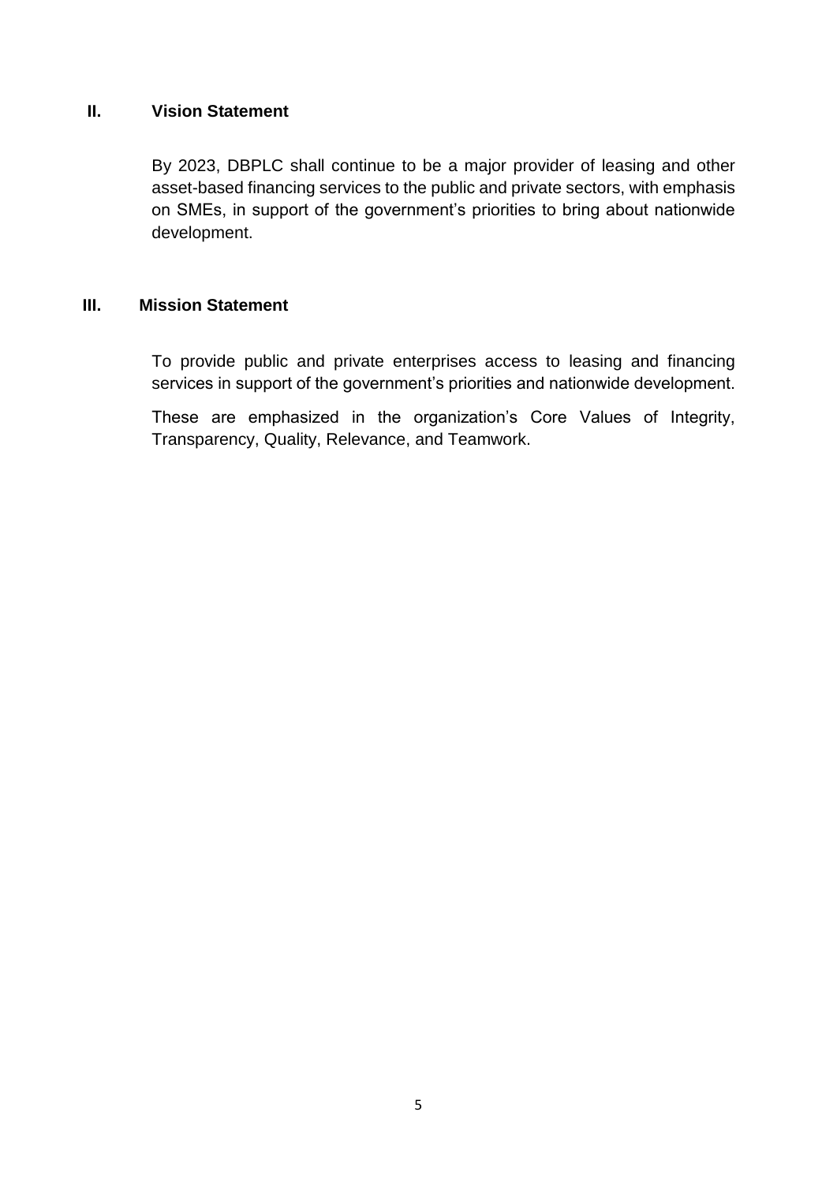## II. Vision Statement

By 2023, DBPLC shall continue to be a major provider of leasing and other asset-based financing services to the public and private sectors, with emphasis on SMEs, in support of the government's priorities to bring about nationwide development.

## III. Mission Statement

To provide public and private enterprises access to leasing and financing services in support of the government's priorities and nationwide development.

These are emphasized in the organization's Core Values of Integrity, Transparency, Quality, Relevance, and Teamwork.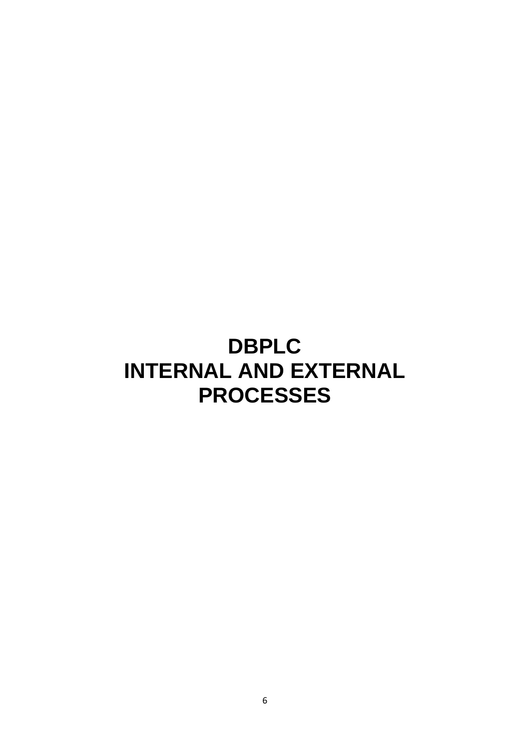# DBPLC
# INTERNAL AND EXTERNAL PROCESSES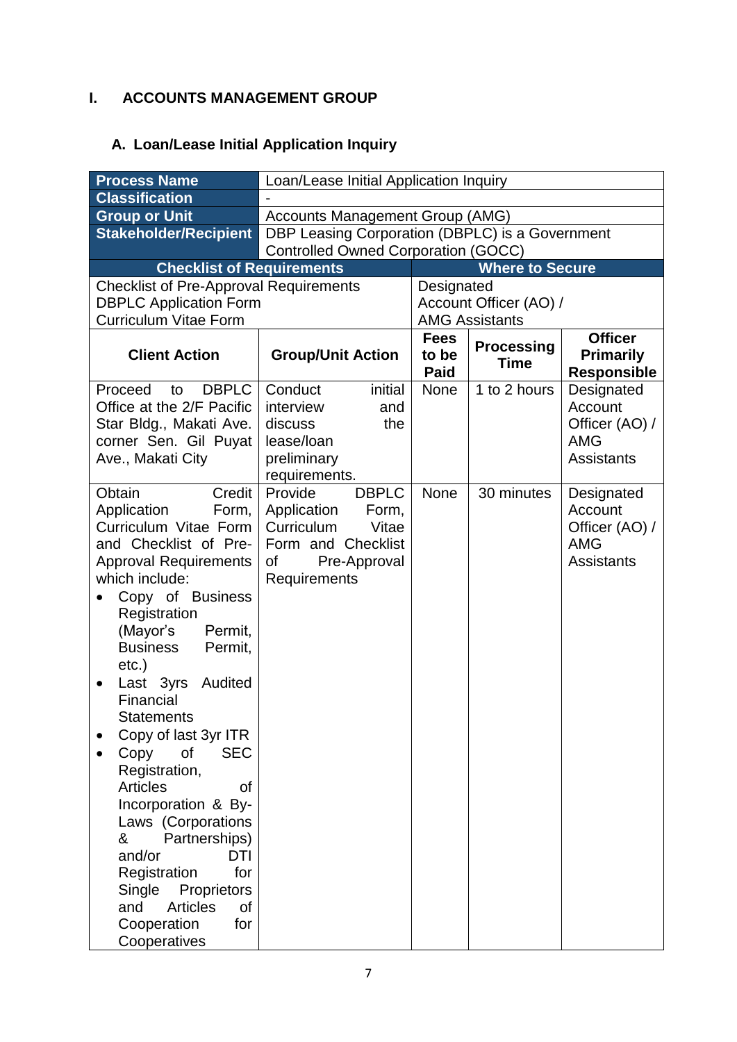# I. ACCOUNTS MANAGEMENT GROUP

## A. Loan/Lease Initial Application Inquiry

| Process Name | Loan/Lease Initial Application Inquiry | | | |
|---|---|---|---|---|
| **Classification** | - | | | |
| **Group or Unit** | Accounts Management Group (AMG) | | | |
| **Stakeholder/Recipient** | DBP Leasing Corporation (DBPLC) is a Government Controlled Owned Corporation (GOCC) | | | |
| **Checklist of Requirements** | | **Where to Secure** | | |
| Checklist of Pre-Approval Requirements<br>DBPLC Application Form<br>Curriculum Vitae Form | | Designated Account Officer (AO) / AMG Assistants | | |
| **Client Action** | **Group/Unit Action** | **Fees to be Paid** | **Processing Time** | **Officer Primarily Responsible** |
| Proceed to DBPLC Office at the 2/F Pacific Star Bldg., Makati Ave. corner Sen. Gil Puyat Ave., Makati City | Conduct initial interview and discuss the lease/loan preliminary requirements. | None | 1 to 2 hours | Designated Account Officer (AO) / AMG Assistants |
| Obtain Credit Application Form, Curriculum Vitae Form and Checklist of Pre-Approval Requirements which include:<br>• Copy of Business Registration (Mayor's Permit, Business Permit, etc.)<br>• Last 3yrs Audited Financial Statements<br>• Copy of last 3yr ITR<br>• Copy of SEC Registration, Articles of Incorporation & By-Laws (Corporations & Partnerships) and/or DTI Registration for Single Proprietors and Articles of Cooperation for Cooperatives | Provide DBPLC Application Form, Curriculum Vitae Form and Checklist of Pre-Approval Requirements | None | 30 minutes | Designated Account Officer (AO) / AMG Assistants |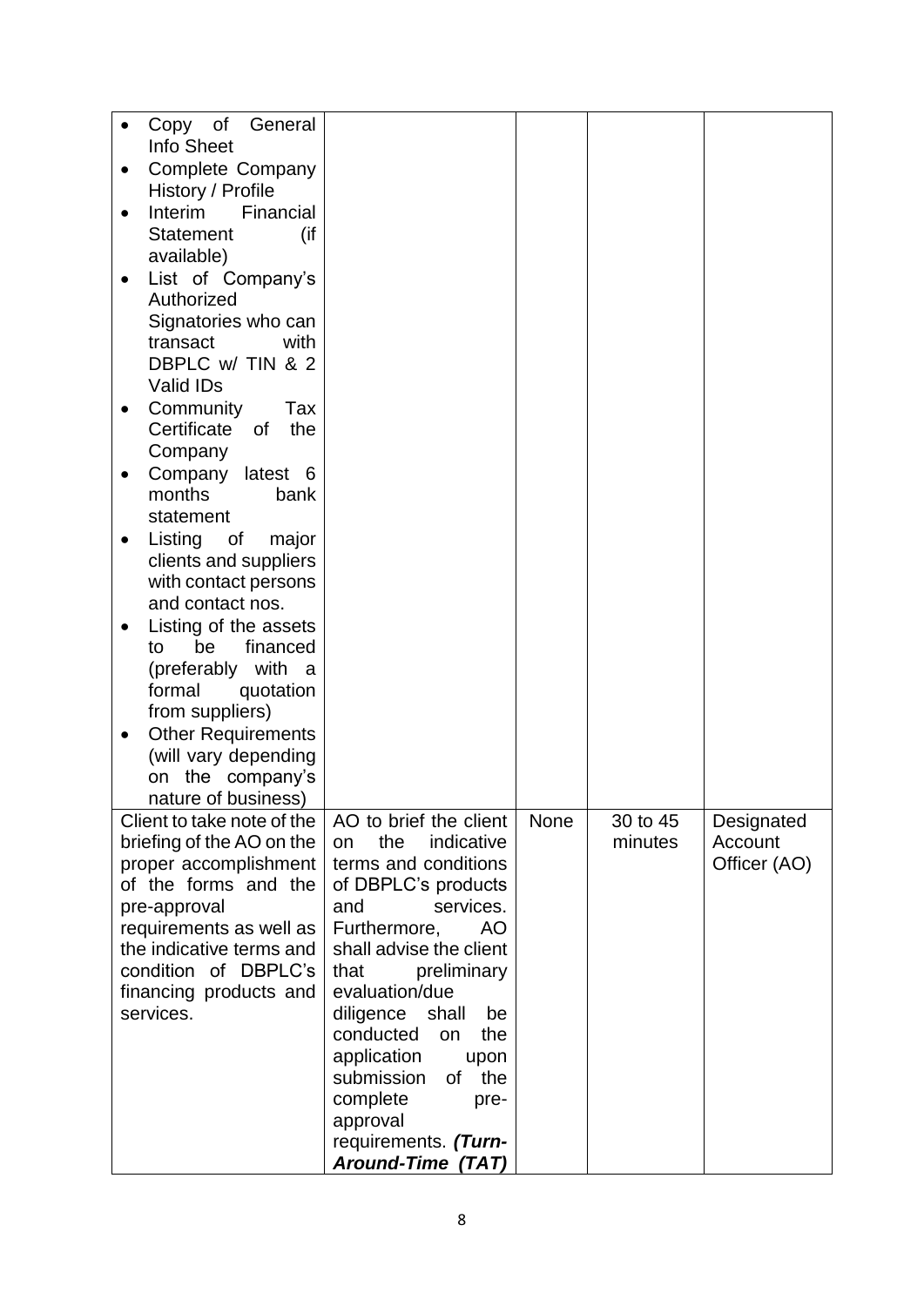| | | | | |
|---|---|---|---|---|
| • Copy of General Info Sheet<br>• Complete Company History / Profile<br>• Interim Financial Statement (if available)<br>• List of Company's Authorized Signatories who can transact with DBPLC w/ TIN & 2 Valid IDs<br>• Community Tax Certificate of the Company<br>• Company latest 6 months bank statement<br>• Listing of major clients and suppliers with contact persons and contact nos.<br>• Listing of the assets to be financed (preferably with a formal quotation from suppliers)<br>• Other Requirements (will vary depending on the company's nature of business) | | | | |
| Client to take note of the briefing of the AO on the proper accomplishment of the forms and the pre-approval requirements as well as the indicative terms and condition of DBPLC's financing products and services. | AO to brief the client on the indicative terms and conditions of DBPLC's products and services. Furthermore, AO shall advise the client that preliminary evaluation/due diligence shall be conducted on the application upon submission of the complete pre-approval requirements. ***(Turn-Around-Time (TAT)*** | None | 30 to 45 minutes | Designated Account Officer (AO) |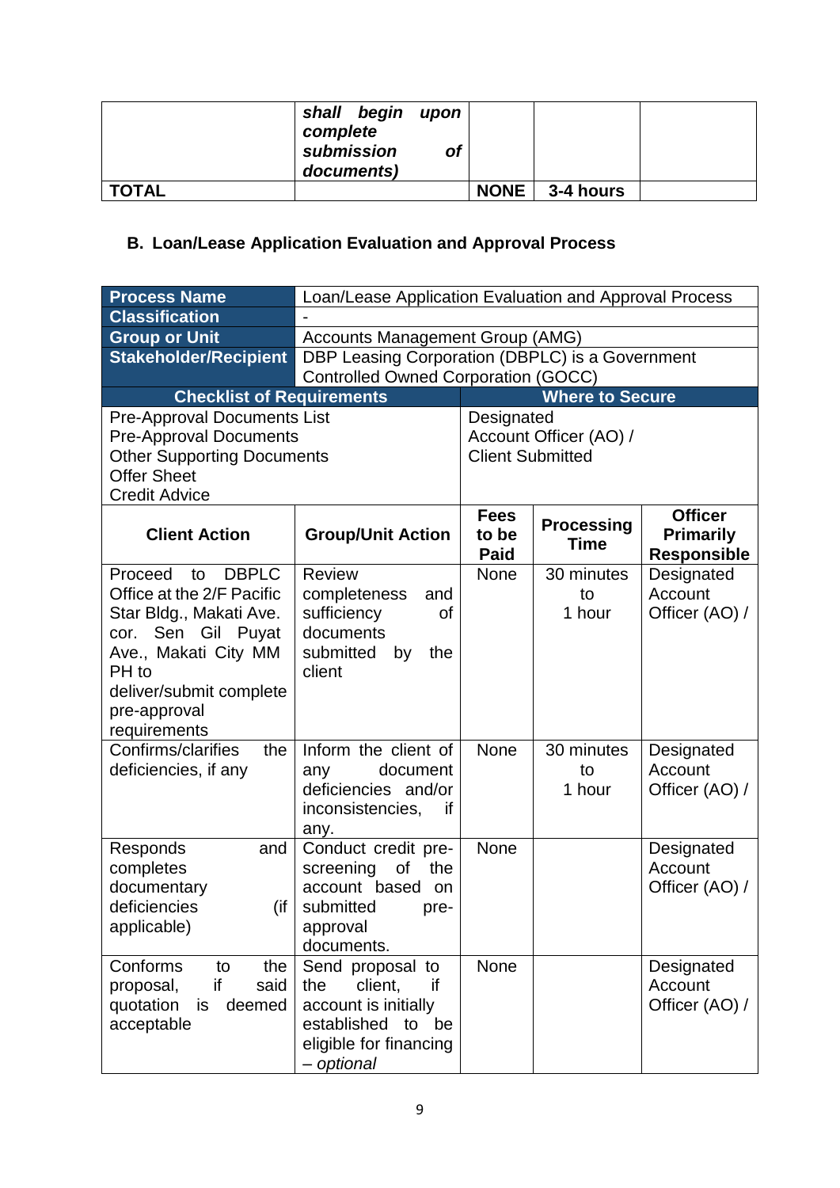| | ***shall begin upon complete submission of documents)*** | | | |
|---|---|---|---|---|
| **TOTAL** | | **NONE** | **3-4 hours** | |

### B. Loan/Lease Application Evaluation and Approval Process

| **Process Name** | Loan/Lease Application Evaluation and Approval Process | | | |
|---|---|---|---|---|
| **Classification** | - | | | |
| **Group or Unit** | Accounts Management Group (AMG) | | | |
| **Stakeholder/Recipient** | DBP Leasing Corporation (DBPLC) is a Government Controlled Owned Corporation (GOCC) | | | |
| **Checklist of Requirements** | | **Where to Secure** | | |
| Pre-Approval Documents List<br>Pre-Approval Documents<br>Other Supporting Documents<br>Offer Sheet<br>Credit Advice | | Designated Account Officer (AO) / Client Submitted | | |
| **Client Action** | **Group/Unit Action** | **Fees to be Paid** | **Processing Time** | **Officer Primarily Responsible** |
| Proceed to DBPLC Office at the 2/F Pacific Star Bldg., Makati Ave. cor. Sen Gil Puyat Ave., Makati City MM PH to deliver/submit complete pre-approval requirements | Review completeness and sufficiency of documents submitted by the client | None | 30 minutes to 1 hour | Designated Account Officer (AO) / |
| Confirms/clarifies the deficiencies, if any | Inform the client of any document deficiencies and/or inconsistencies, if any. | None | 30 minutes to 1 hour | Designated Account Officer (AO) / |
| Responds and completes documentary deficiencies (if applicable) | Conduct credit pre-screening of the account based on submitted pre-approval documents. | None | | Designated Account Officer (AO) / |
| Conforms to the proposal, if said quotation is deemed acceptable | Send proposal to the client, if account is initially established to be eligible for financing – *optional* | None | | Designated Account Officer (AO) / |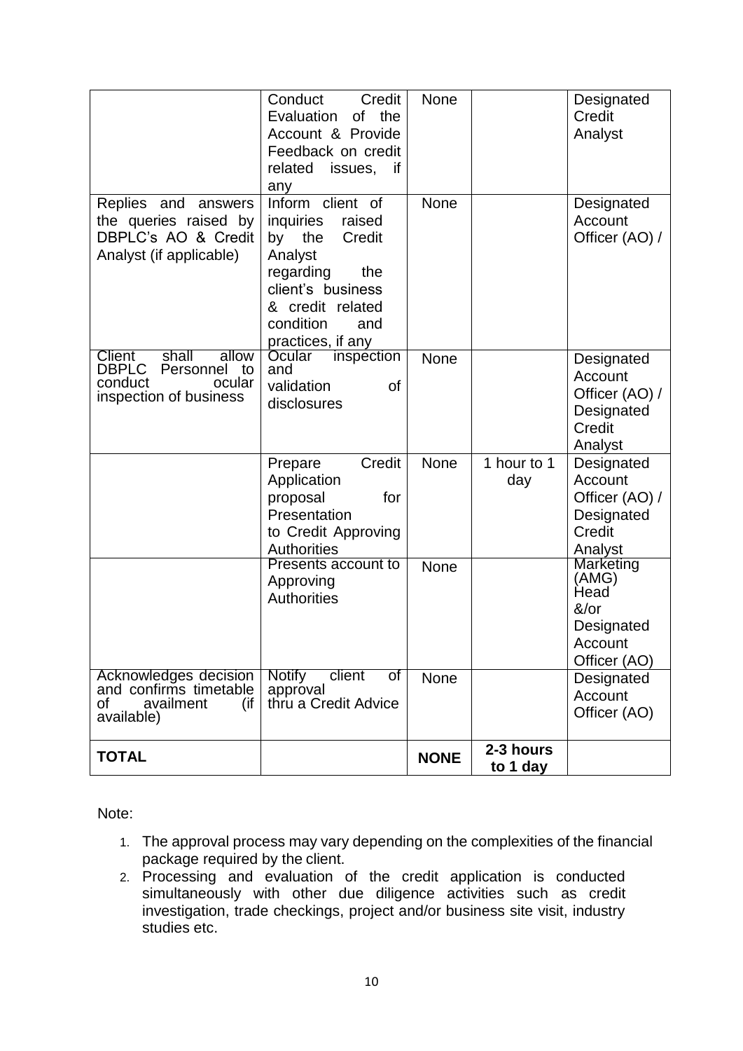| | | | | |
|---|---|---|---|---|
| | Conduct Credit Evaluation of the Account & Provide Feedback on credit related issues, if any | None | | Designated Credit Analyst |
| Replies and answers the queries raised by DBPLC's AO & Credit Analyst (if applicable) | Inform client of inquiries raised by the Credit Analyst regarding the client's business & credit related condition and practices, if any | None | | Designated Account Officer (AO) / |
| Client shall allow DBPLC Personnel to conduct ocular inspection of business | Ocular inspection and validation of disclosures | None | | Designated Account Officer (AO) / Designated Credit Analyst |
| | Prepare Credit Application proposal for Presentation to Credit Approving Authorities | None | 1 hour to 1 day | Designated Account Officer (AO) / Designated Credit Analyst |
| | Presents account to Approving Authorities | None | | Marketing (AMG) Head &/or Designated Account Officer (AO) |
| Acknowledges decision and confirms timetable of availment (if available) | Notify client of approval thru a Credit Advice | None | | Designated Account Officer (AO) |
| **TOTAL** | | **NONE** | **2-3 hours to 1 day** | |

Note:

1. The approval process may vary depending on the complexities of the financial package required by the client.
2. Processing and evaluation of the credit application is conducted simultaneously with other due diligence activities such as credit investigation, trade checkings, project and/or business site visit, industry studies etc.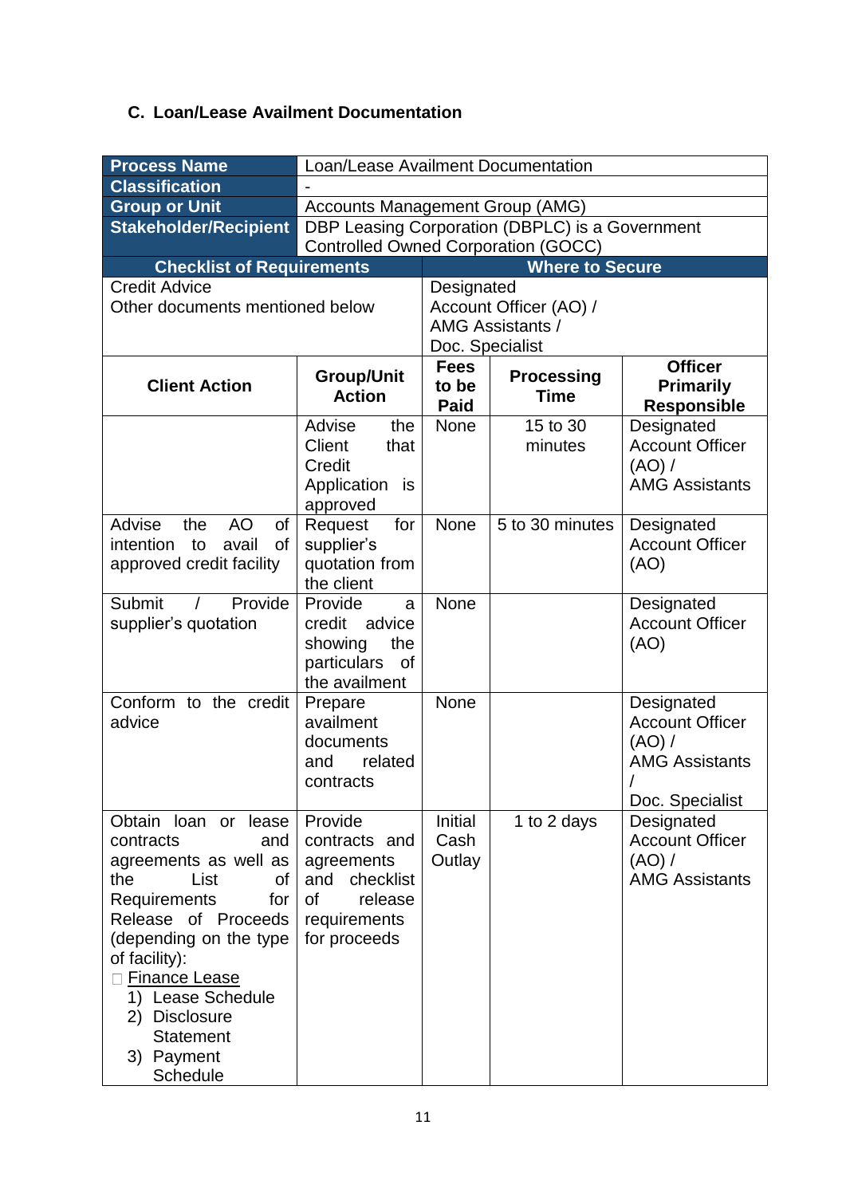### C. Loan/Lease Availment Documentation

| Process Name | Loan/Lease Availment Documentation | | | |
|---|---|---|---|---|
| Classification | - | | | |
| Group or Unit | Accounts Management Group (AMG) | | | |
| Stakeholder/Recipient | DBP Leasing Corporation (DBPLC) is a Government Controlled Owned Corporation (GOCC) | | | |
| **Checklist of Requirements** | | **Where to Secure** | | |
| Credit Advice<br>Other documents mentioned below | | Designated Account Officer (AO) / AMG Assistants / Doc. Specialist | | |
| **Client Action** | **Group/Unit Action** | **Fees to be Paid** | **Processing Time** | **Officer Primarily Responsible** |
| | Advise the Client that Credit Application is approved | None | 15 to 30 minutes | Designated Account Officer (AO) / AMG Assistants |
| Advise the AO of intention to avail of approved credit facility | Request for supplier's quotation from the client | None | 5 to 30 minutes | Designated Account Officer (AO) |
| Submit / Provide supplier's quotation | Provide a credit advice showing the particulars of the availment | None | | Designated Account Officer (AO) |
| Conform to the credit advice | Prepare availment documents and related contracts | None | | Designated Account Officer (AO) / AMG Assistants / Doc. Specialist |
| Obtain loan or lease contracts and agreements as well as the List of Requirements for Release of Proceeds (depending on the type of facility):<br>□ Finance Lease<br>1) Lease Schedule<br>2) Disclosure Statement<br>3) Payment Schedule | Provide contracts and agreements and checklist of release requirements for proceeds | Initial Cash Outlay | 1 to 2 days | Designated Account Officer (AO) / AMG Assistants |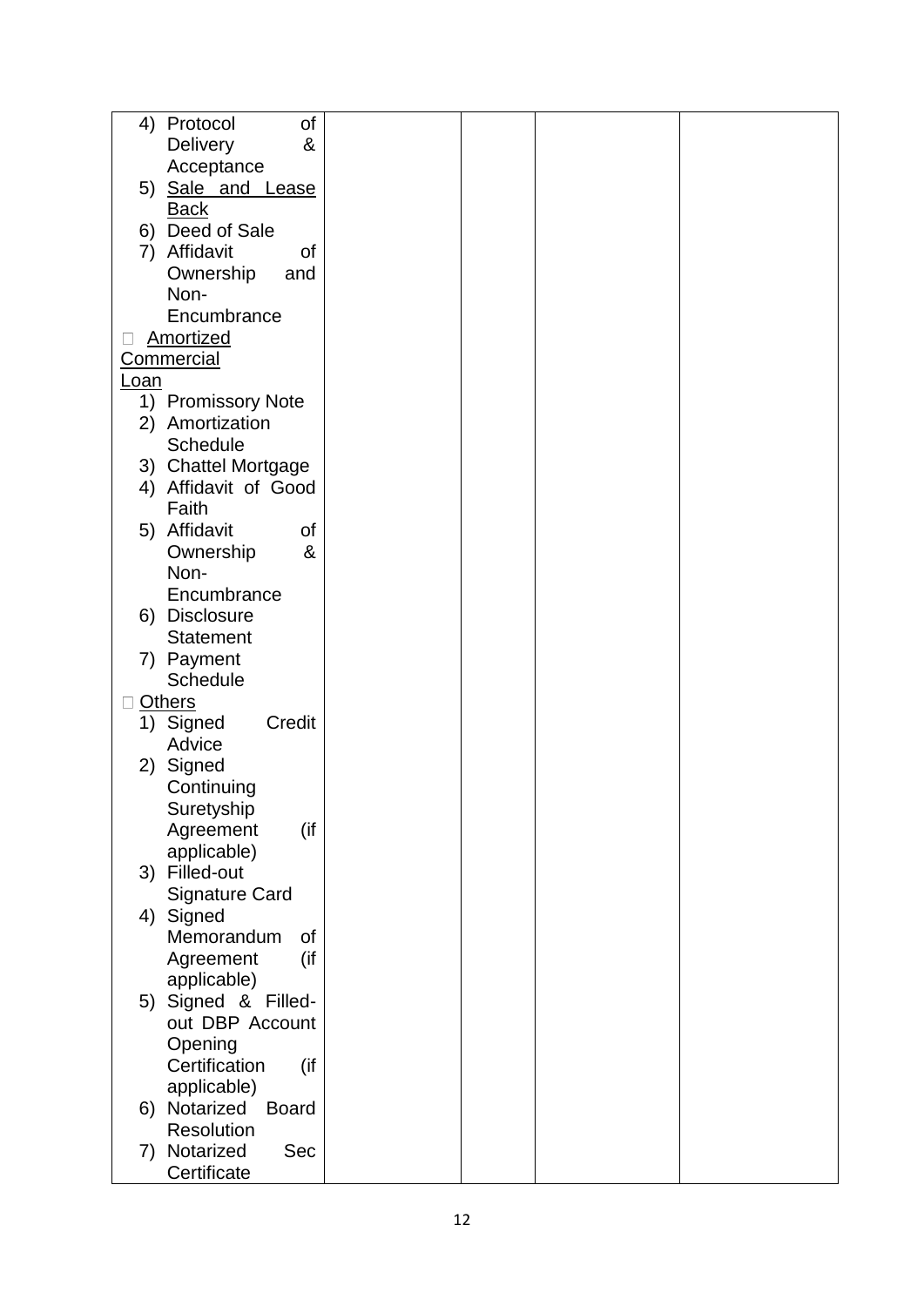| | | | | |
|---|---|---|---|---|
| 4) Protocol of Delivery & Acceptance<br>5) <u>Sale and Lease Back</u><br>6) Deed of Sale<br>7) Affidavit of Ownership and Non-Encumbrance<br>□ <u>Amortized Commercial Loan</u><br>1) Promissory Note<br>2) Amortization Schedule<br>3) Chattel Mortgage<br>4) Affidavit of Good Faith<br>5) Affidavit of Ownership & Non-Encumbrance<br>6) Disclosure Statement<br>7) Payment Schedule<br>□ <u>Others</u><br>1) Signed Credit Advice<br>2) Signed Continuing Suretyship Agreement (if applicable)<br>3) Filled-out Signature Card<br>4) Signed Memorandum of Agreement (if applicable)<br>5) Signed & Filled-out DBP Account Opening Certification (if applicable)<br>6) Notarized Board Resolution<br>7) Notarized Sec Certificate | | | | |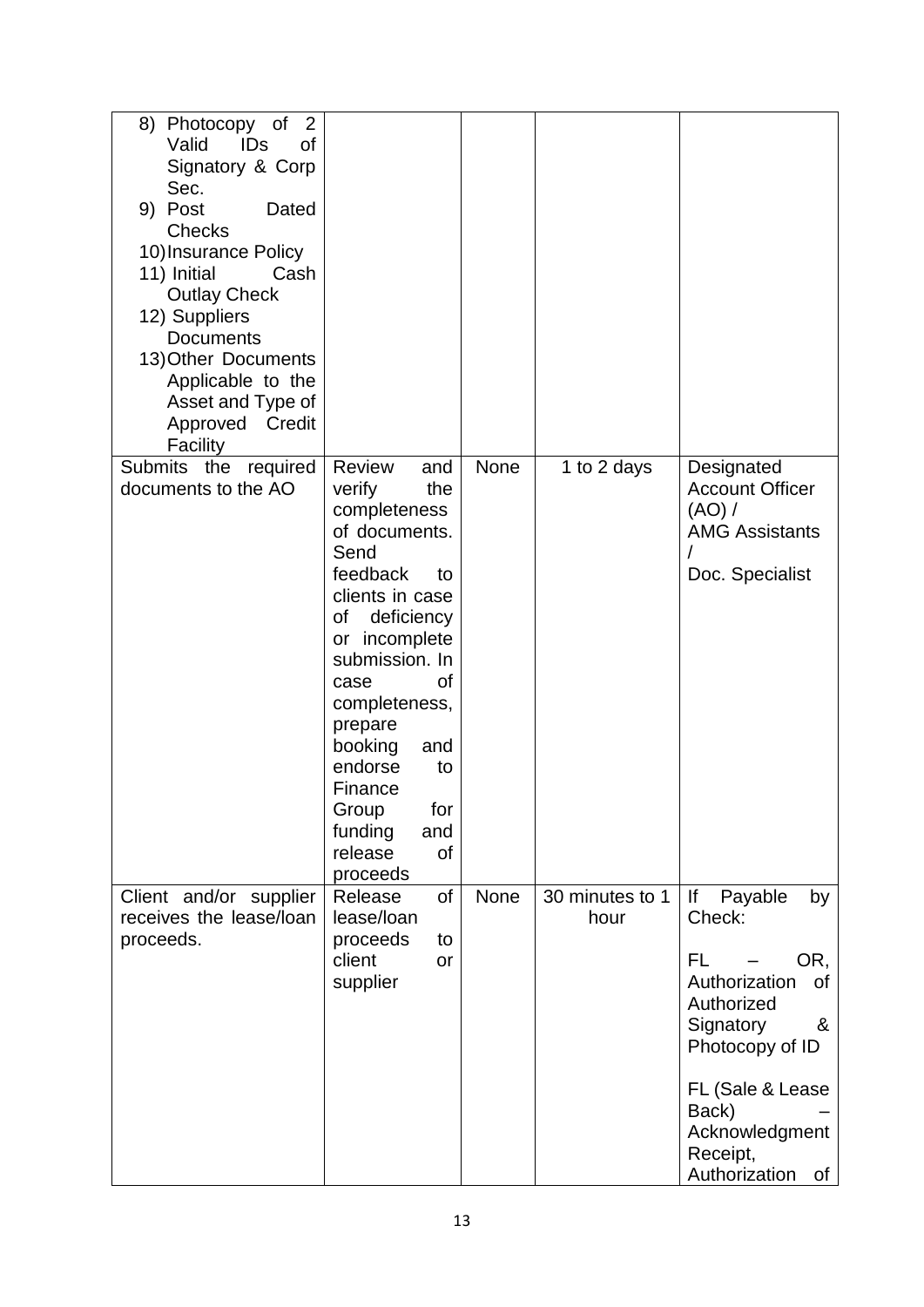| | | | | |
|---|---|---|---|---|
| 8) Photocopy of 2 Valid IDs of Signatory & Corp Sec.<br>9) Post Dated Checks<br>10) Insurance Policy<br>11) Initial Cash Outlay Check<br>12) Suppliers Documents<br>13) Other Documents Applicable to the Asset and Type of Approved Credit Facility | | | | |
| Submits the required documents to the AO | Review and verify the completeness of documents. Send feedback to clients in case of deficiency or incomplete submission. In case of completeness, prepare booking and endorse to Finance Group for funding and release of proceeds | None | 1 to 2 days | Designated Account Officer (AO) / AMG Assistants / Doc. Specialist |
| Client and/or supplier receives the lease/loan proceeds. | Release of lease/loan proceeds to client or supplier | None | 30 minutes to 1 hour | If Payable by Check:<br><br>FL – OR, Authorization of Authorized Signatory & Photocopy of ID<br><br>FL (Sale & Lease Back) – Acknowledgment Receipt, Authorization of |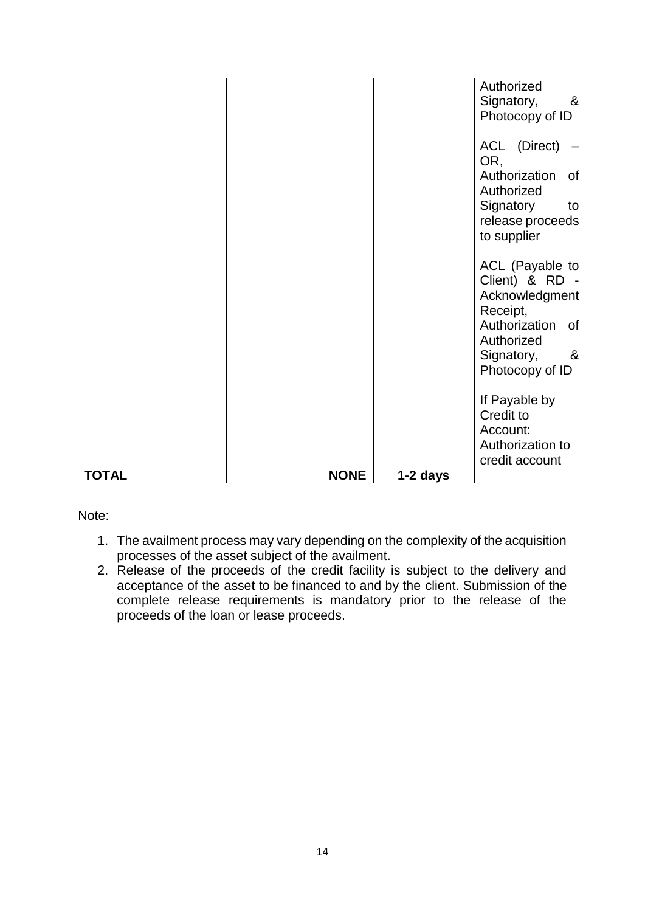| | | | | |
|---|---|---|---|---|
| | | | | Authorized Signatory, & Photocopy of ID<br><br>ACL (Direct) – OR, Authorization of Authorized Signatory to release proceeds to supplier<br><br>ACL (Payable to Client) & RD - Acknowledgment Receipt, Authorization of Authorized Signatory, & Photocopy of ID<br><br>If Payable by Credit to Account: Authorization to credit account |
| **TOTAL** | | **NONE** | **1-2 days** | |

Note:

1. The availment process may vary depending on the complexity of the acquisition processes of the asset subject of the availment.
2. Release of the proceeds of the credit facility is subject to the delivery and acceptance of the asset to be financed to and by the client. Submission of the complete release requirements is mandatory prior to the release of the proceeds of the loan or lease proceeds.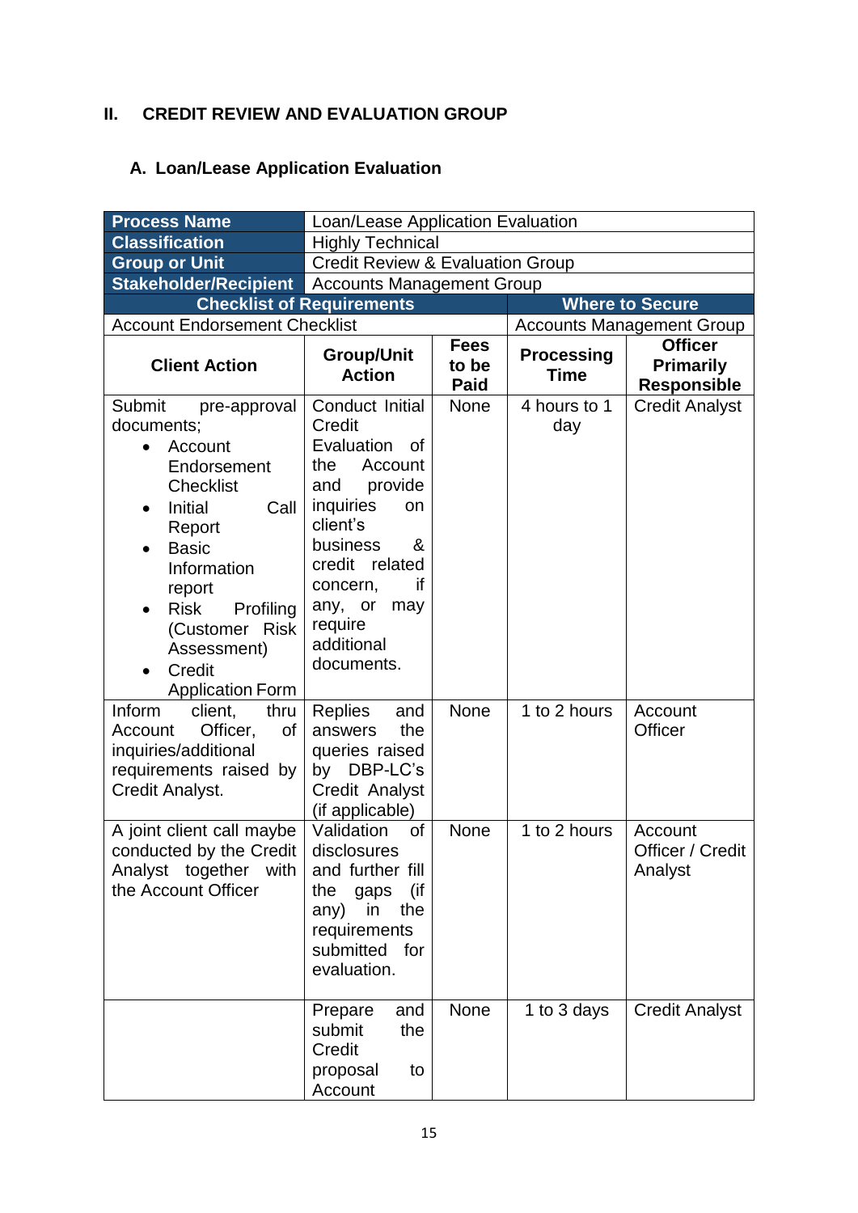## II. CREDIT REVIEW AND EVALUATION GROUP

### A. Loan/Lease Application Evaluation

| **Process Name** | Loan/Lease Application Evaluation | | | |
|---|---|---|---|---|
| **Classification** | Highly Technical | | | |
| **Group or Unit** | Credit Review & Evaluation Group | | | |
| **Stakeholder/Recipient** | Accounts Management Group | | | |
| **Checklist of Requirements** | | | **Where to Secure** | |
| Account Endorsement Checklist | | | Accounts Management Group | |
| **Client Action** | **Group/Unit Action** | **Fees to be Paid** | **Processing Time** | **Officer Primarily Responsible** |
| Submit pre-approval documents;<br>• Account Endorsement Checklist<br>• Initial Call Report<br>• Basic Information report<br>• Risk Profiling (Customer Risk Assessment)<br>• Credit Application Form | Conduct Initial Credit Evaluation of the Account and provide inquiries on client's business & credit related concern, if any, or may require additional documents. | None | 4 hours to 1 day | Credit Analyst |
| Inform client, thru Account Officer, of inquiries/additional requirements raised by Credit Analyst. | Replies and answers the queries raised by DBP-LC's Credit Analyst (if applicable) | None | 1 to 2 hours | Account Officer |
| A joint client call maybe conducted by the Credit Analyst together with the Account Officer | Validation of disclosures and further fill the gaps (if any) in the requirements submitted for evaluation. | None | 1 to 2 hours | Account Officer / Credit Analyst |
| | Prepare and submit the Credit proposal to Account | None | 1 to 3 days | Credit Analyst |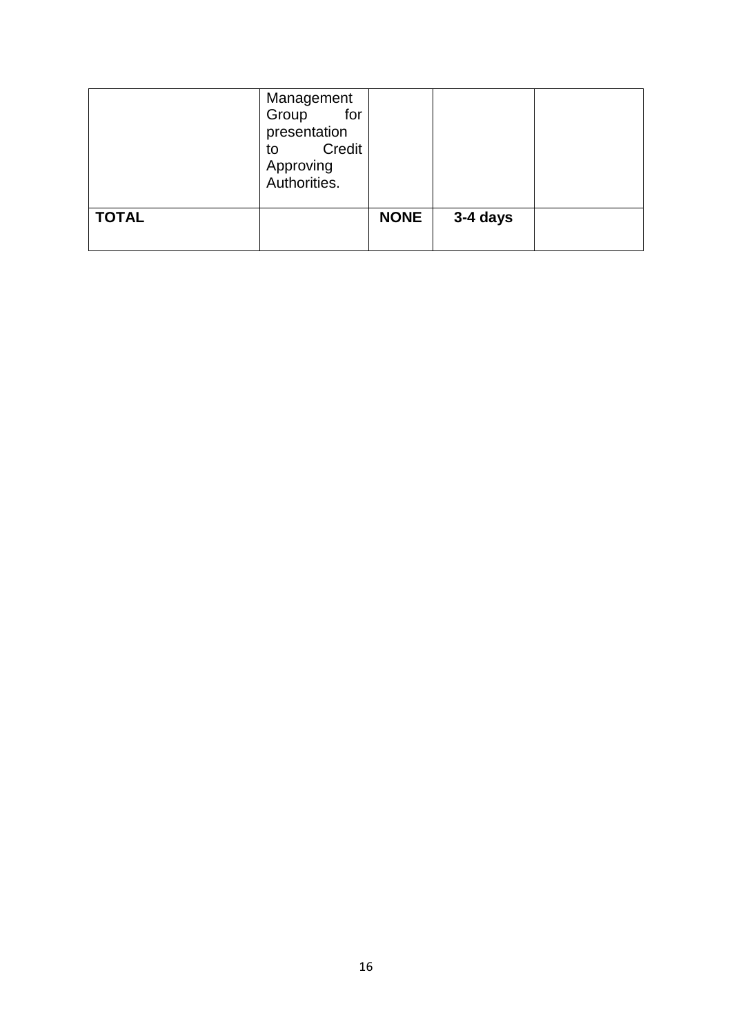| | | | | |
|---|---|---|---|---|
| | Management Group for presentation to Credit Approving Authorities. | | | |
| **TOTAL** | | **NONE** | **3-4 days** | |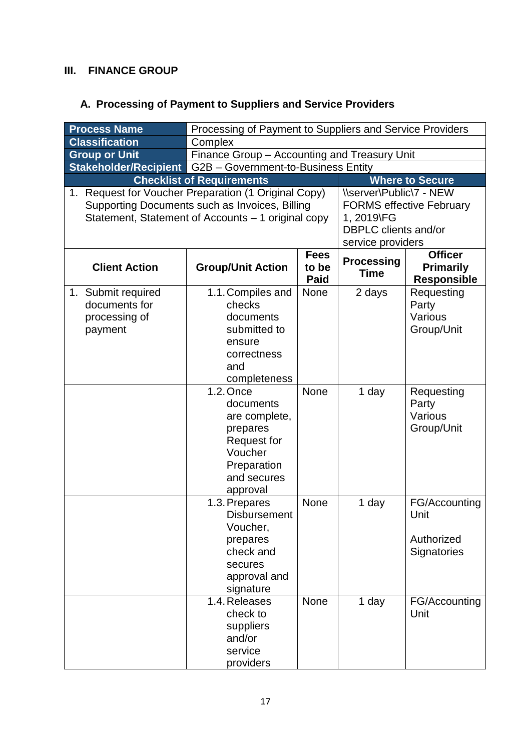## III. FINANCE GROUP

### A. Processing of Payment to Suppliers and Service Providers

| **Process Name** | Processing of Payment to Suppliers and Service Providers | | | |
|---|---|---|---|---|
| **Classification** | Complex | | | |
| **Group or Unit** | Finance Group – Accounting and Treasury Unit | | | |
| **Stakeholder/Recipient** | G2B – Government-to-Business Entity | | | |
| **Checklist of Requirements** | | | **Where to Secure** | |
| 1. Request for Voucher Preparation (1 Original Copy) Supporting Documents such as Invoices, Billing Statement, Statement of Accounts – 1 original copy | | | \\server\Public\7 - NEW FORMS effective February 1, 2019\FG<br>DBPLC clients and/or service providers | |
| **Client Action** | **Group/Unit Action** | **Fees to be Paid** | **Processing Time** | **Officer Primarily Responsible** |
| 1. Submit required documents for processing of payment | 1.1. Compiles and checks documents submitted to ensure correctness and completeness | None | 2 days | Requesting Party Various Group/Unit |
| | 1.2. Once documents are complete, prepares Request for Voucher Preparation and secures approval | None | 1 day | Requesting Party Various Group/Unit |
| | 1.3. Prepares Disbursement Voucher, prepares check and secures approval and signature | None | 1 day | FG/Accounting Unit<br><br>Authorized Signatories |
| | 1.4. Releases check to suppliers and/or service providers | None | 1 day | FG/Accounting Unit |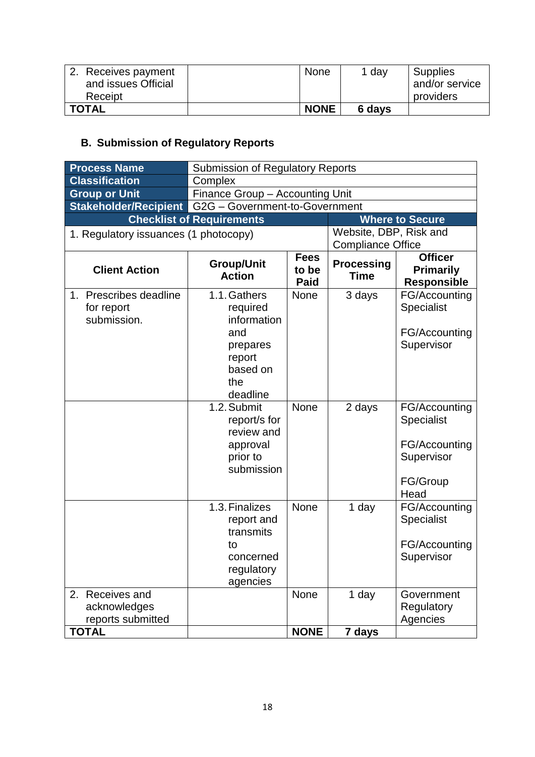| 2. Receives payment and issues Official Receipt | | None | 1 day | Supplies and/or service providers |
|---|---|---|---|---|
| **TOTAL** | | **NONE** | **6 days** | |

### B. Submission of Regulatory Reports

| **Process Name** | Submission of Regulatory Reports | | | |
|---|---|---|---|---|
| **Classification** | Complex | | | |
| **Group or Unit** | Finance Group – Accounting Unit | | | |
| **Stakeholder/Recipient** | G2G – Government-to-Government | | | |
| **Checklist of Requirements** | | | **Where to Secure** | |
| 1. Regulatory issuances (1 photocopy) | | | Website, DBP, Risk and Compliance Office | |
| **Client Action** | **Group/Unit Action** | **Fees to be Paid** | **Processing Time** | **Officer Primarily Responsible** |
| 1. Prescribes deadline for report submission. | 1.1. Gathers required information and prepares report based on the deadline | None | 3 days | FG/Accounting Specialist<br><br>FG/Accounting Supervisor |
| | 1.2. Submit report/s for review and approval prior to submission | None | 2 days | FG/Accounting Specialist<br><br>FG/Accounting Supervisor<br><br>FG/Group Head |
| | 1.3. Finalizes report and transmits to concerned regulatory agencies | None | 1 day | FG/Accounting Specialist<br><br>FG/Accounting Supervisor |
| 2. Receives and acknowledges reports submitted | | None | 1 day | Government Regulatory Agencies |
| **TOTAL** | | **NONE** | **7 days** | |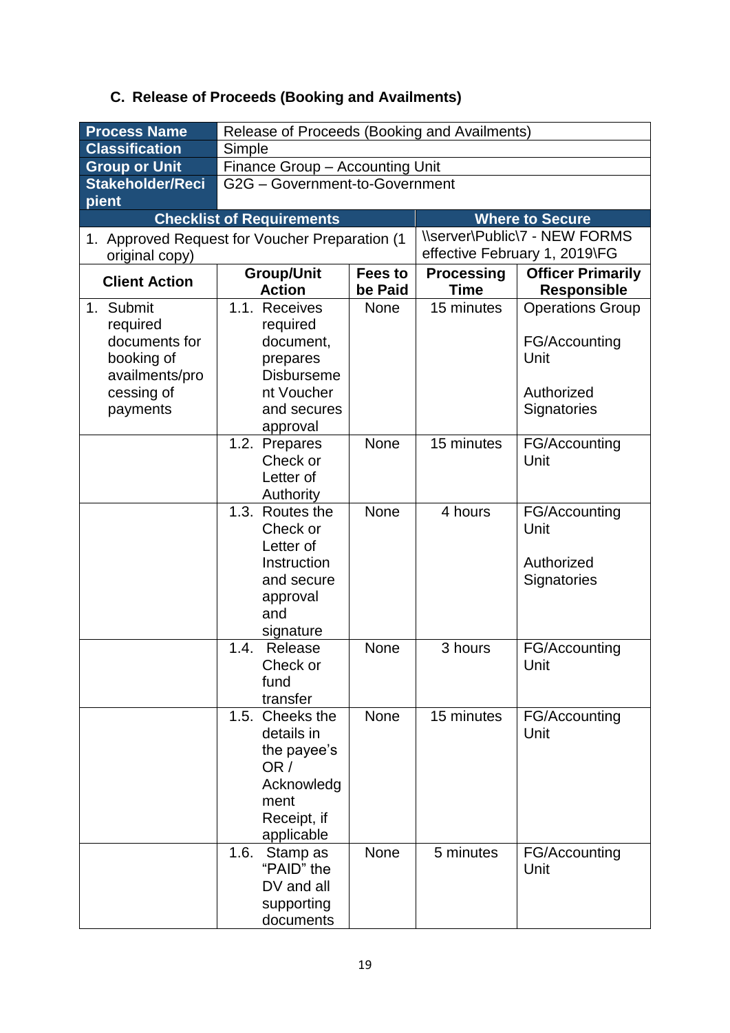### C. Release of Proceeds (Booking and Availments)

| **Process Name** | Release of Proceeds (Booking and Availments) | | | |
|---|---|---|---|---|
| **Classification** | Simple | | | |
| **Group or Unit** | Finance Group – Accounting Unit | | | |
| **Stakeholder/Recipient** | G2G – Government-to-Government | | | |
| **Checklist of Requirements** | | | **Where to Secure** | |
| 1. Approved Request for Voucher Preparation (1 original copy) | | | \\server\Public\7 - NEW FORMS effective February 1, 2019\FG | |
| **Client Action** | **Group/Unit Action** | **Fees to be Paid** | **Processing Time** | **Officer Primarily Responsible** |
| 1. Submit required documents for booking of availments/processing of payments | 1.1. Receives required document, prepares Disbursement Voucher and secures approval | None | 15 minutes | Operations Group<br><br>FG/Accounting Unit<br><br>Authorized Signatories |
| | 1.2. Prepares Check or Letter of Authority | None | 15 minutes | FG/Accounting Unit |
| | 1.3. Routes the Check or Letter of Instruction and secure approval and signature | None | 4 hours | FG/Accounting Unit<br><br>Authorized Signatories |
| | 1.4. Release Check or fund transfer | None | 3 hours | FG/Accounting Unit |
| | 1.5. Cheeks the details in the payee's OR / Acknowledgment Receipt, if applicable | None | 15 minutes | FG/Accounting Unit |
| | 1.6. Stamp as "PAID" the DV and all supporting documents | None | 5 minutes | FG/Accounting Unit |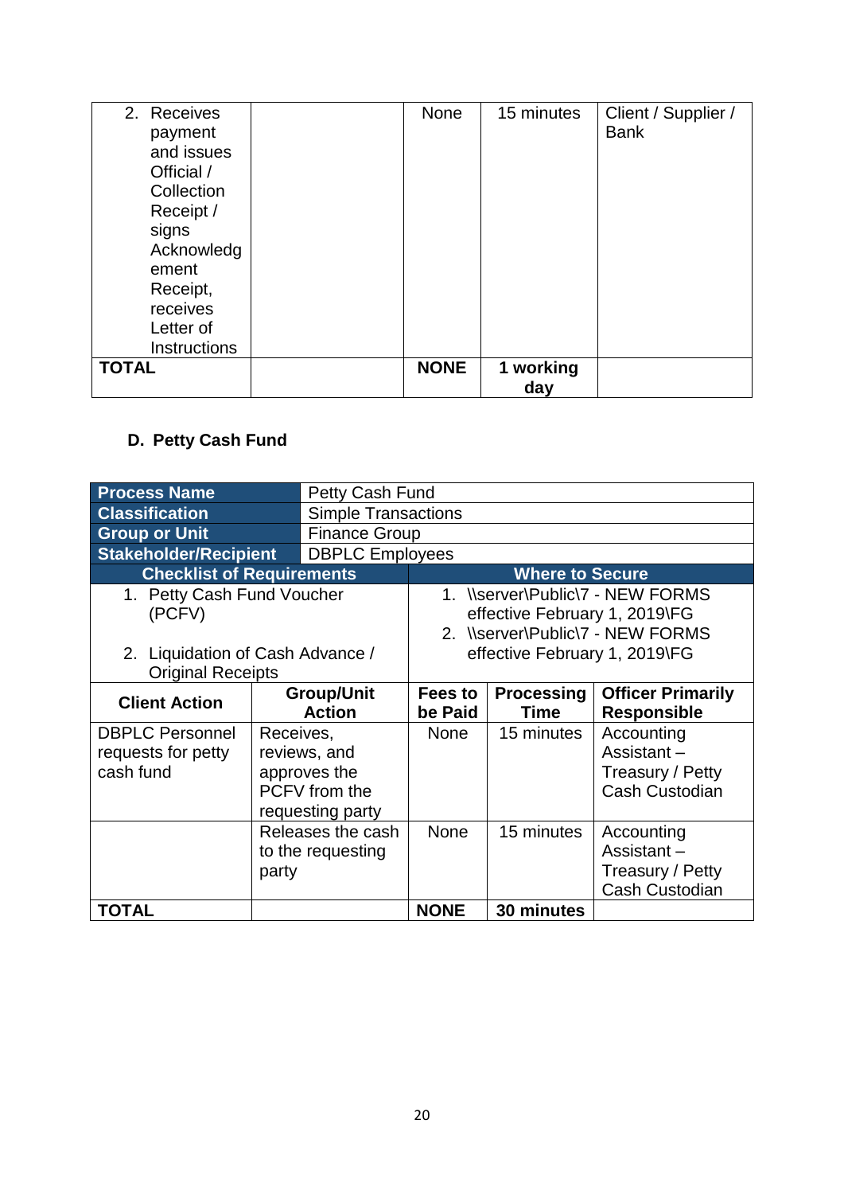| 2. Receives payment and issues Official / Collection Receipt / signs Acknowledgement Receipt, receives Letter of Instructions | | None | 15 minutes | Client / Supplier / Bank |
|---|---|---|---|---|
| **TOTAL** | | **NONE** | **1 working day** | |

## D. Petty Cash Fund

| **Process Name** | Petty Cash Fund | | | |
|---|---|---|---|---|
| **Classification** | Simple Transactions | | | |
| **Group or Unit** | Finance Group | | | |
| **Stakeholder/Recipient** | DBPLC Employees | | | |
| **Checklist of Requirements** | | **Where to Secure** | | |
| 1. Petty Cash Fund Voucher (PCFV)<br><br>2. Liquidation of Cash Advance / Original Receipts | | 1. \\server\Public\7 - NEW FORMS effective February 1, 2019\FG<br>2. \\server\Public\7 - NEW FORMS effective February 1, 2019\FG | | |
| **Client Action** | **Group/Unit Action** | **Fees to be Paid** | **Processing Time** | **Officer Primarily Responsible** |
| DBPLC Personnel requests for petty cash fund | Receives, reviews, and approves the PCFV from the requesting party | None | 15 minutes | Accounting Assistant – Treasury / Petty Cash Custodian |
| | Releases the cash to the requesting party | None | 15 minutes | Accounting Assistant – Treasury / Petty Cash Custodian |
| **TOTAL** | | **NONE** | **30 minutes** | |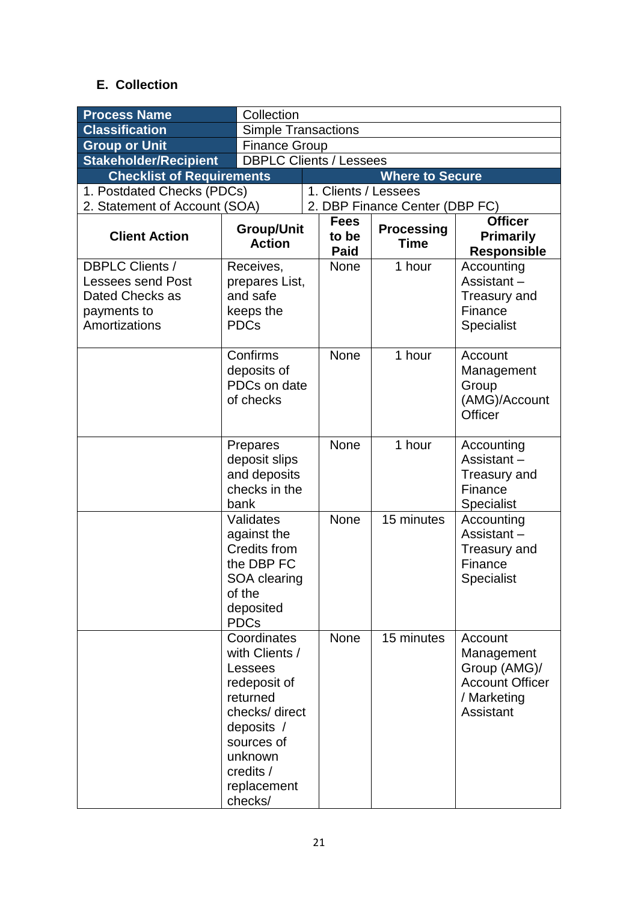### E. Collection

| Process Name | Collection | | | |
|---|---|---|---|---|
| Classification | Simple Transactions | | | |
| Group or Unit | Finance Group | | | |
| Stakeholder/Recipient | DBPLC Clients / Lessees | | | |
| **Checklist of Requirements** | | **Where to Secure** | | |
| 1. Postdated Checks (PDCs) | | 1. Clients / Lessees | | |
| 2. Statement of Account (SOA) | | 2. DBP Finance Center (DBP FC) | | |
| **Client Action** | **Group/Unit Action** | **Fees to be Paid** | **Processing Time** | **Officer Primarily Responsible** |
| DBPLC Clients / Lessees send Post Dated Checks as payments to Amortizations | Receives, prepares List, and safe keeps the PDCs | None | 1 hour | Accounting Assistant – Treasury and Finance Specialist |
| | Confirms deposits of PDCs on date of checks | None | 1 hour | Account Management Group (AMG)/Account Officer |
| | Prepares deposit slips and deposits checks in the bank | None | 1 hour | Accounting Assistant – Treasury and Finance Specialist |
| | Validates against the Credits from the DBP FC SOA clearing of the deposited PDCs | None | 15 minutes | Accounting Assistant – Treasury and Finance Specialist |
| | Coordinates with Clients / Lessees redeposit of returned checks/ direct deposits / sources of unknown credits / replacement checks/ | None | 15 minutes | Account Management Group (AMG)/ Account Officer / Marketing Assistant |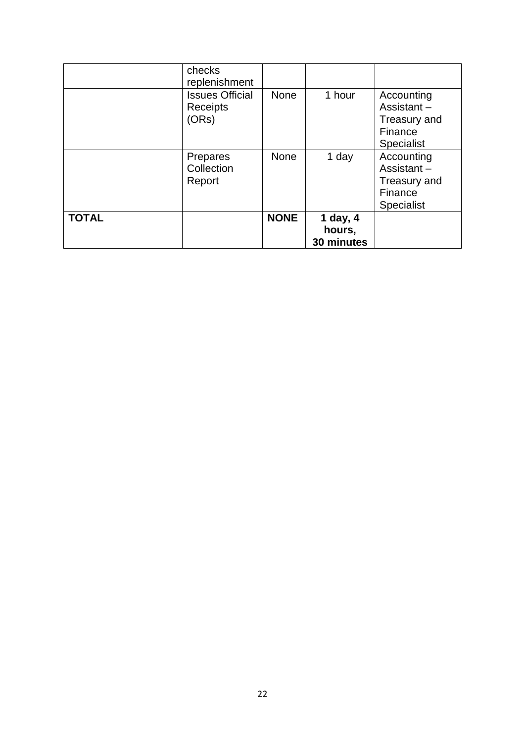| | | | | |
|---|---|---|---|---|
| | checks replenishment | | | |
| | Issues Official Receipts (ORs) | None | 1 hour | Accounting Assistant – Treasury and Finance Specialist |
| | Prepares Collection Report | None | 1 day | Accounting Assistant – Treasury and Finance Specialist |
| **TOTAL** | | **NONE** | **1 day, 4 hours, 30 minutes** | |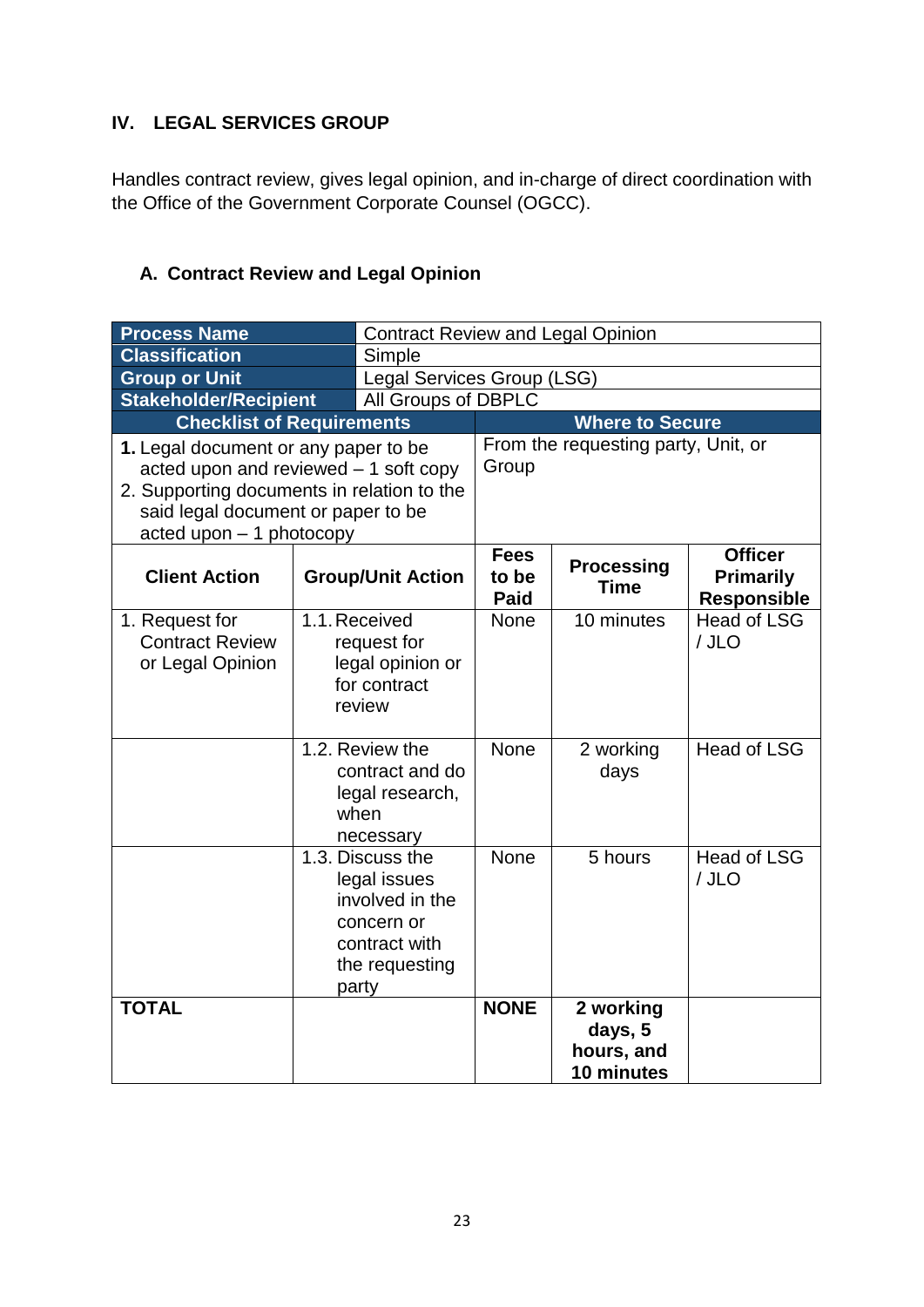## IV. LEGAL SERVICES GROUP

Handles contract review, gives legal opinion, and in-charge of direct coordination with the Office of the Government Corporate Counsel (OGCC).

### A. Contract Review and Legal Opinion

| **Process Name** | Contract Review and Legal Opinion | | | |
|---|---|---|---|---|
| **Classification** | Simple | | | |
| **Group or Unit** | Legal Services Group (LSG) | | | |
| **Stakeholder/Recipient** | All Groups of DBPLC | | | |
| **Checklist of Requirements** | | **Where to Secure** | | |
| **1.** Legal document or any paper to be acted upon and reviewed – 1 soft copy<br>2. Supporting documents in relation to the said legal document or paper to be acted upon – 1 photocopy | | From the requesting party, Unit, or Group | | |
| **Client Action** | **Group/Unit Action** | **Fees to be Paid** | **Processing Time** | **Officer Primarily Responsible** |
| 1. Request for Contract Review or Legal Opinion | 1.1. Received request for legal opinion or for contract review | None | 10 minutes | Head of LSG / JLO |
| | 1.2. Review the contract and do legal research, when necessary | None | 2 working days | Head of LSG |
| | 1.3. Discuss the legal issues involved in the concern or contract with the requesting party | None | 5 hours | Head of LSG / JLO |
| **TOTAL** | | **NONE** | **2 working days, 5 hours, and 10 minutes** | |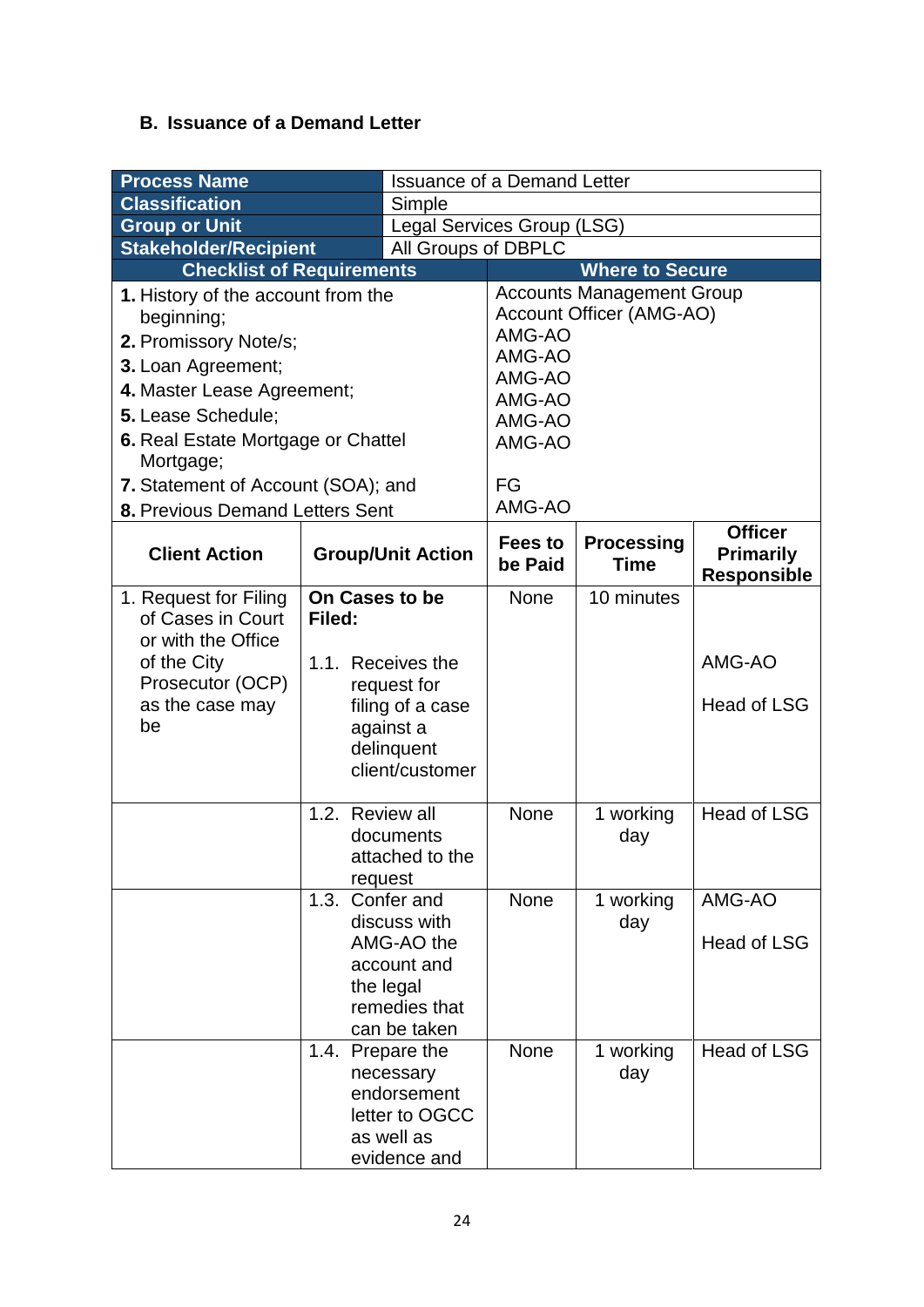### B. Issuance of a Demand Letter

| **Process Name** | Issuance of a Demand Letter | | | |
|---|---|---|---|---|
| **Classification** | Simple | | | |
| **Group or Unit** | Legal Services Group (LSG) | | | |
| **Stakeholder/Recipient** | All Groups of DBPLC | | | |
| **Checklist of Requirements** | | **Where to Secure** | | |
| **1.** History of the account from the beginning; | | Accounts Management Group Account Officer (AMG-AO) | | |
| **2.** Promissory Note/s; | | AMG-AO | | |
| **3.** Loan Agreement; | | AMG-AO | | |
| **4.** Master Lease Agreement; | | AMG-AO | | |
| **5.** Lease Schedule; | | AMG-AO | | |
| **6.** Real Estate Mortgage or Chattel Mortgage; | | AMG-AO | | |
| **7.** Statement of Account (SOA); and | | FG | | |
| **8.** Previous Demand Letters Sent | | AMG-AO | | |
| **Client Action** | **Group/Unit Action** | **Fees to be Paid** | **Processing Time** | **Officer Primarily Responsible** |
| 1. Request for Filing of Cases in Court or with the Office of the City Prosecutor (OCP) as the case may be | **On Cases to be Filed:**<br><br>1.1. Receives the request for filing of a case against a delinquent client/customer | None | 10 minutes | AMG-AO<br><br>Head of LSG |
| | 1.2. Review all documents attached to the request | None | 1 working day | Head of LSG |
| | 1.3. Confer and discuss with AMG-AO the account and the legal remedies that can be taken | None | 1 working day | AMG-AO<br><br>Head of LSG |
| | 1.4. Prepare the necessary endorsement letter to OGCC as well as evidence and | None | 1 working day | Head of LSG |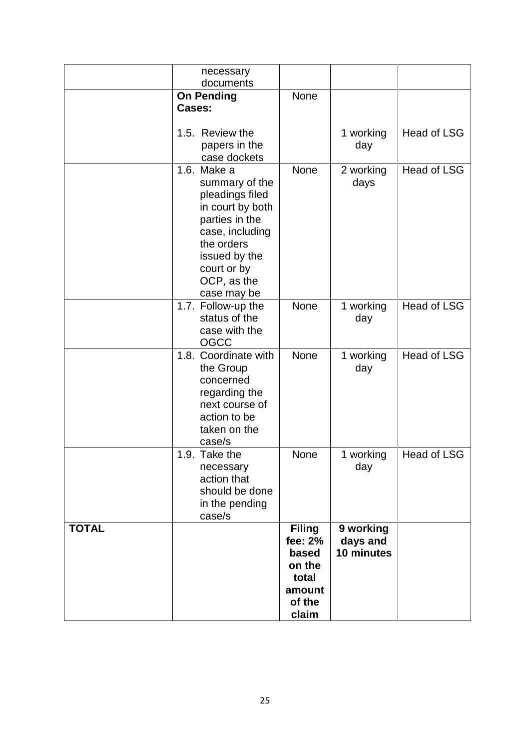| | | | | |
|---|---|---|---|---|
| | necessary documents | | | |
| | **On Pending Cases:**<br><br>1.5. Review the papers in the case dockets | None | 1 working day | Head of LSG |
| | 1.6. Make a summary of the pleadings filed in court by both parties in the case, including the orders issued by the court or by OCP, as the case may be | None | 2 working days | Head of LSG |
| | 1.7. Follow-up the status of the case with the OGCC | None | 1 working day | Head of LSG |
| | 1.8. Coordinate with the Group concerned regarding the next course of action to be taken on the case/s | None | 1 working day | Head of LSG |
| | 1.9. Take the necessary action that should be done in the pending case/s | None | 1 working day | Head of LSG |
| **TOTAL** | | **Filing fee: 2% based on the total amount of the claim** | **9 working days and 10 minutes** | |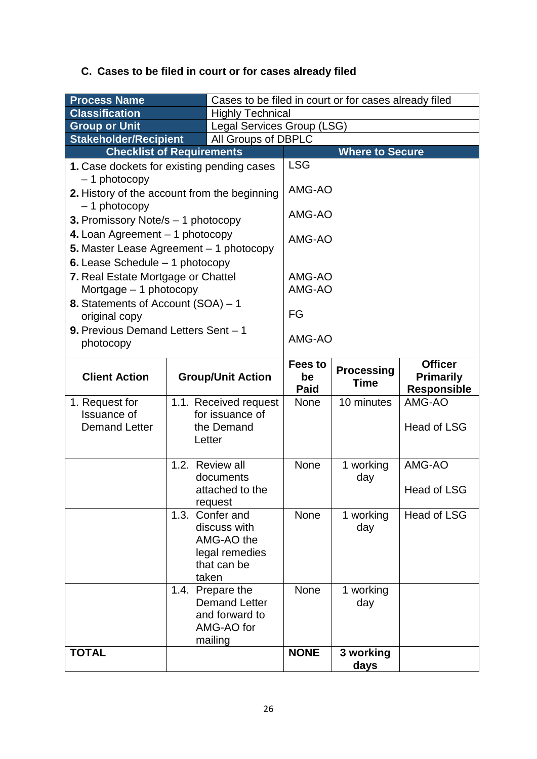### C. Cases to be filed in court or for cases already filed

| **Process Name** | Cases to be filed in court or for cases already filed |
|---|---|
| **Classification** | Highly Technical |
| **Group or Unit** | Legal Services Group (LSG) |
| **Stakeholder/Recipient** | All Groups of DBPLC |

| **Checklist of Requirements** | **Where to Secure** |
|---|---|
| **1.** Case dockets for existing pending cases – 1 photocopy | LSG |
| **2.** History of the account from the beginning – 1 photocopy | AMG-AO |
| **3.** Promissory Note/s – 1 photocopy | AMG-AO |
| **4.** Loan Agreement – 1 photocopy | AMG-AO |
| **5.** Master Lease Agreement – 1 photocopy | AMG-AO |
| **6.** Lease Schedule – 1 photocopy | AMG-AO |
| **7.** Real Estate Mortgage or Chattel Mortgage – 1 photocopy | AMG-AO |
| **8.** Statements of Account (SOA) – 1 original copy | FG |
| **9.** Previous Demand Letters Sent – 1 photocopy | AMG-AO |

| **Client Action** | **Group/Unit Action** | **Fees to be Paid** | **Processing Time** | **Officer Primarily Responsible** |
|---|---|---|---|---|
| 1. Request for Issuance of Demand Letter | 1.1. Received request for issuance of the Demand Letter | None | 10 minutes | AMG-AO<br><br>Head of LSG |
| | 1.2. Review all documents attached to the request | None | 1 working day | AMG-AO<br><br>Head of LSG |
| | 1.3. Confer and discuss with AMG-AO the legal remedies that can be taken | None | 1 working day | Head of LSG |
| | 1.4. Prepare the Demand Letter and forward to AMG-AO for mailing | None | 1 working day | |
| **TOTAL** | | **NONE** | **3 working days** | |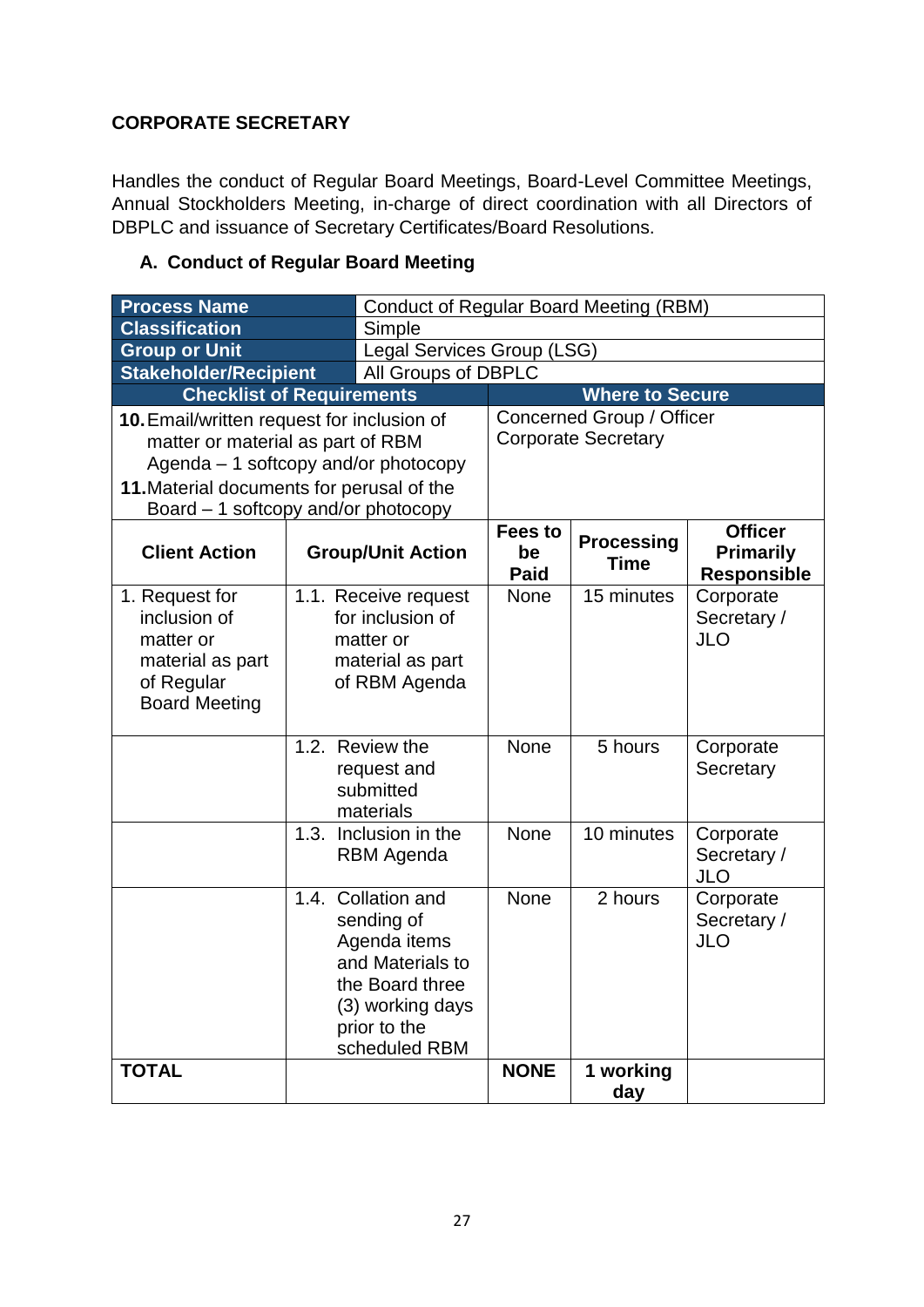**CORPORATE SECRETARY**

Handles the conduct of Regular Board Meetings, Board-Level Committee Meetings, Annual Stockholders Meeting, in-charge of direct coordination with all Directors of DBPLC and issuance of Secretary Certificates/Board Resolutions.

**A. Conduct of Regular Board Meeting**

| **Process Name** | Conduct of Regular Board Meeting (RBM) | | | |
|---|---|---|---|---|
| **Classification** | Simple | | | |
| **Group or Unit** | Legal Services Group (LSG) | | | |
| **Stakeholder/Recipient** | All Groups of DBPLC | | | |
| **Checklist of Requirements** | | **Where to Secure** | | |
| **10.** Email/written request for inclusion of matter or material as part of RBM Agenda – 1 softcopy and/or photocopy<br>**11.** Material documents for perusal of the Board – 1 softcopy and/or photocopy | | Concerned Group / Officer<br>Corporate Secretary | | |
| **Client Action** | **Group/Unit Action** | **Fees to be Paid** | **Processing Time** | **Officer Primarily Responsible** |
| 1. Request for inclusion of matter or material as part of Regular Board Meeting | 1.1. Receive request for inclusion of matter or material as part of RBM Agenda | None | 15 minutes | Corporate Secretary / JLO |
| | 1.2. Review the request and submitted materials | None | 5 hours | Corporate Secretary |
| | 1.3. Inclusion in the RBM Agenda | None | 10 minutes | Corporate Secretary / JLO |
| | 1.4. Collation and sending of Agenda items and Materials to the Board three (3) working days prior to the scheduled RBM | None | 2 hours | Corporate Secretary / JLO |
| **TOTAL** | | **NONE** | **1 working day** | |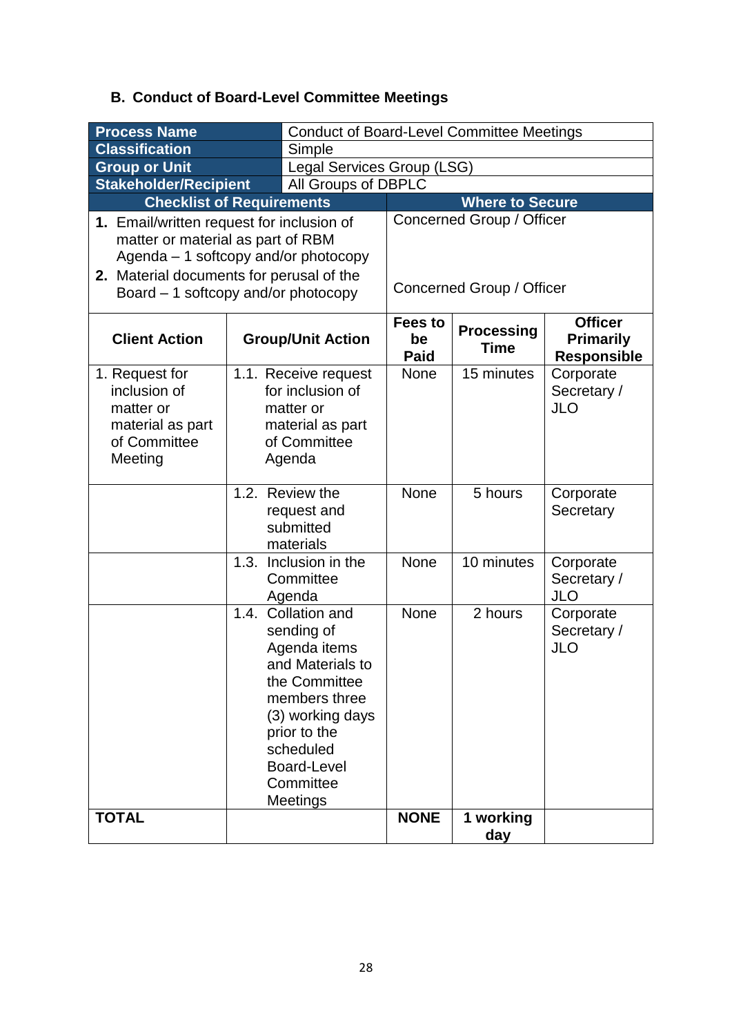### B. Conduct of Board-Level Committee Meetings

| **Process Name** | Conduct of Board-Level Committee Meetings | | | |
|---|---|---|---|---|
| **Classification** | Simple | | | |
| **Group or Unit** | Legal Services Group (LSG) | | | |
| **Stakeholder/Recipient** | All Groups of DBPLC | | | |
| **Checklist of Requirements** | | **Where to Secure** | | |
| **1.** Email/written request for inclusion of matter or material as part of RBM Agenda – 1 softcopy and/or photocopy | | Concerned Group / Officer | | |
| **2.** Material documents for perusal of the Board – 1 softcopy and/or photocopy | | Concerned Group / Officer | | |
| **Client Action** | **Group/Unit Action** | **Fees to be Paid** | **Processing Time** | **Officer Primarily Responsible** |
| 1. Request for inclusion of matter or material as part of Committee Meeting | 1.1. Receive request for inclusion of matter or material as part of Committee Agenda | None | 15 minutes | Corporate Secretary / JLO |
| | 1.2. Review the request and submitted materials | None | 5 hours | Corporate Secretary |
| | 1.3. Inclusion in the Committee Agenda | None | 10 minutes | Corporate Secretary / JLO |
| | 1.4. Collation and sending of Agenda items and Materials to the Committee members three (3) working days prior to the scheduled Board-Level Committee Meetings | None | 2 hours | Corporate Secretary / JLO |
| **TOTAL** | | **NONE** | **1 working day** | |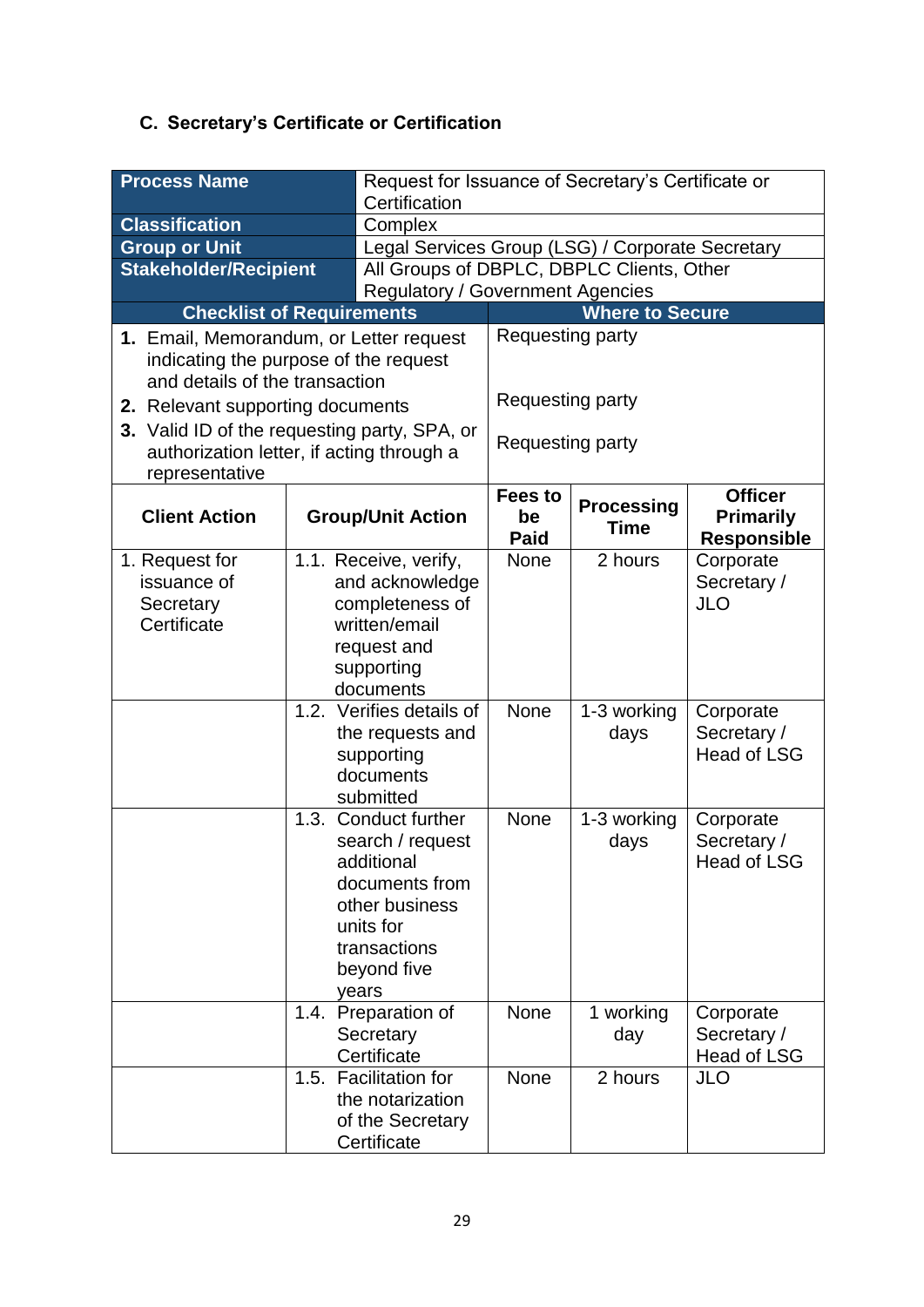### C. Secretary's Certificate or Certification

| **Process Name** | Request for Issuance of Secretary's Certificate or Certification |
|---|---|
| **Classification** | Complex |
| **Group or Unit** | Legal Services Group (LSG) / Corporate Secretary |
| **Stakeholder/Recipient** | All Groups of DBPLC, DBPLC Clients, Other Regulatory / Government Agencies |

| **Checklist of Requirements** | **Where to Secure** |
|---|---|
| **1.** Email, Memorandum, or Letter request indicating the purpose of the request and details of the transaction | Requesting party |
| **2.** Relevant supporting documents | Requesting party |
| **3.** Valid ID of the requesting party, SPA, or authorization letter, if acting through a representative | Requesting party |

| **Client Action** | **Group/Unit Action** | **Fees to be Paid** | **Processing Time** | **Officer Primarily Responsible** |
|---|---|---|---|---|
| 1. Request for issuance of Secretary Certificate | 1.1. Receive, verify, and acknowledge completeness of written/email request and supporting documents | None | 2 hours | Corporate Secretary / JLO |
| | 1.2. Verifies details of the requests and supporting documents submitted | None | 1-3 working days | Corporate Secretary / Head of LSG |
| | 1.3. Conduct further search / request additional documents from other business units for transactions beyond five years | None | 1-3 working days | Corporate Secretary / Head of LSG |
| | 1.4. Preparation of Secretary Certificate | None | 1 working day | Corporate Secretary / Head of LSG |
| | 1.5. Facilitation for the notarization of the Secretary Certificate | None | 2 hours | JLO |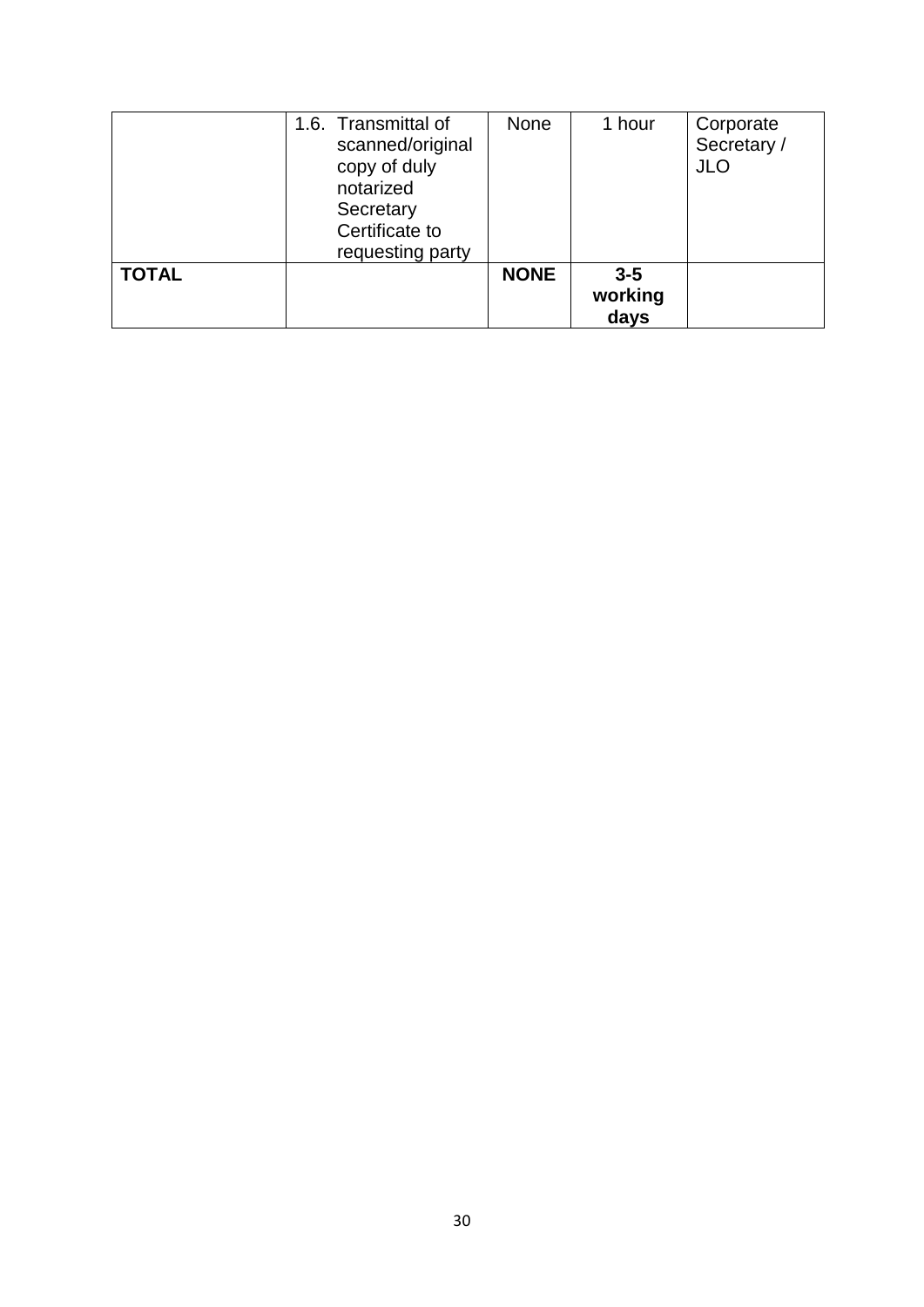| | | | | |
|---|---|---|---|---|
| | 1.6. Transmittal of scanned/original copy of duly notarized Secretary Certificate to requesting party | None | 1 hour | Corporate Secretary / JLO |
| **TOTAL** | | **NONE** | **3-5 working days** | |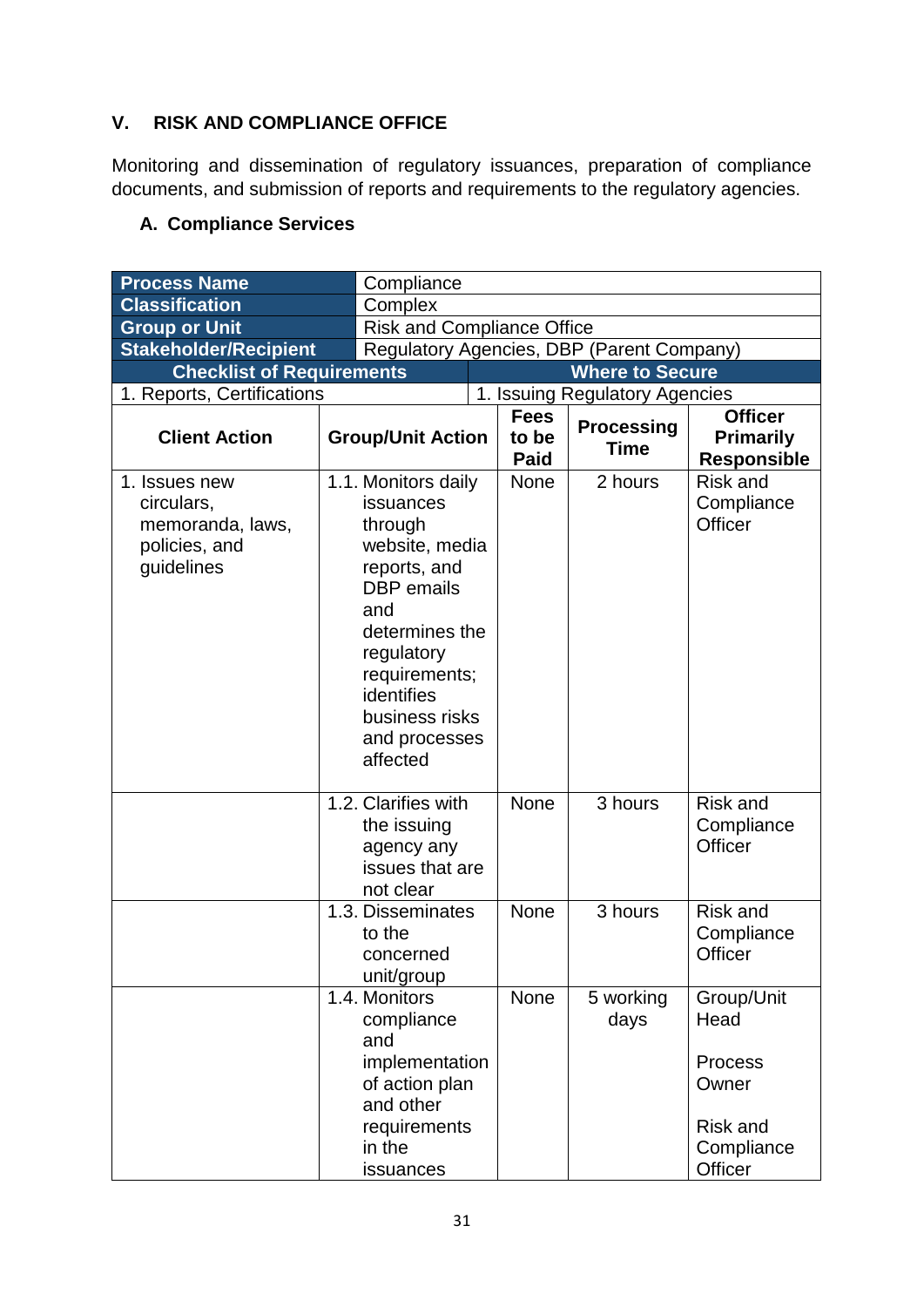## V. RISK AND COMPLIANCE OFFICE

Monitoring and dissemination of regulatory issuances, preparation of compliance documents, and submission of reports and requirements to the regulatory agencies.

### A. Compliance Services

| **Process Name** | Compliance | | | |
|---|---|---|---|---|
| **Classification** | Complex | | | |
| **Group or Unit** | Risk and Compliance Office | | | |
| **Stakeholder/Recipient** | Regulatory Agencies, DBP (Parent Company) | | | |
| **Checklist of Requirements** | | **Where to Secure** | | |
| 1. Reports, Certifications | | 1. Issuing Regulatory Agencies | | |
| **Client Action** | **Group/Unit Action** | **Fees to be Paid** | **Processing Time** | **Officer Primarily Responsible** |
| 1. Issues new circulars, memoranda, laws, policies, and guidelines | 1.1. Monitors daily issuances through website, media reports, and DBP emails and determines the regulatory requirements; identifies business risks and processes affected | None | 2 hours | Risk and Compliance Officer |
| | 1.2. Clarifies with the issuing agency any issues that are not clear | None | 3 hours | Risk and Compliance Officer |
| | 1.3. Disseminates to the concerned unit/group | None | 3 hours | Risk and Compliance Officer |
| | 1.4. Monitors compliance and implementation of action plan and other requirements in the issuances | None | 5 working days | Group/Unit Head<br><br>Process Owner<br><br>Risk and Compliance Officer |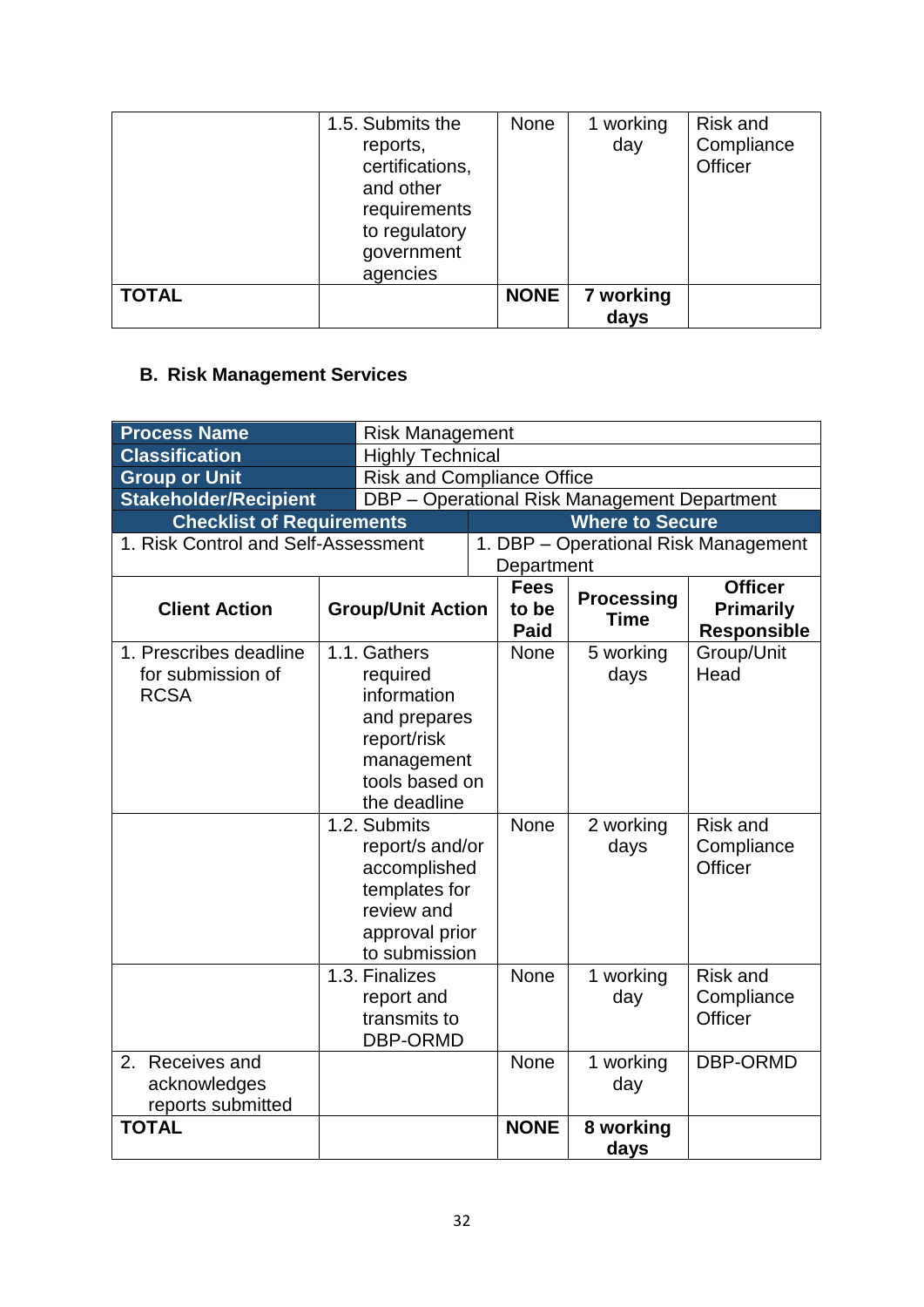| | | | | |
|---|---|---|---|---|
| | 1.5. Submits the reports, certifications, and other requirements to regulatory government agencies | None | 1 working day | Risk and Compliance Officer |
| **TOTAL** | | **NONE** | **7 working days** | |

**B. Risk Management Services**

| | |
|---|---|
| **Process Name** | Risk Management |
| **Classification** | Highly Technical |
| **Group or Unit** | Risk and Compliance Office |
| **Stakeholder/Recipient** | DBP – Operational Risk Management Department |
| **Checklist of Requirements** | **Where to Secure** |
| 1. Risk Control and Self-Assessment | 1. DBP – Operational Risk Management Department |

| Client Action | Group/Unit Action | Fees to be Paid | Processing Time | Officer Primarily Responsible |
|---|---|---|---|---|
| 1. Prescribes deadline for submission of RCSA | 1.1. Gathers required information and prepares report/risk management tools based on the deadline | None | 5 working days | Group/Unit Head |
| | 1.2. Submits report/s and/or accomplished templates for review and approval prior to submission | None | 2 working days | Risk and Compliance Officer |
| | 1.3. Finalizes report and transmits to DBP-ORMD | None | 1 working day | Risk and Compliance Officer |
| 2. Receives and acknowledges reports submitted | | None | 1 working day | DBP-ORMD |
| **TOTAL** | | **NONE** | **8 working days** | |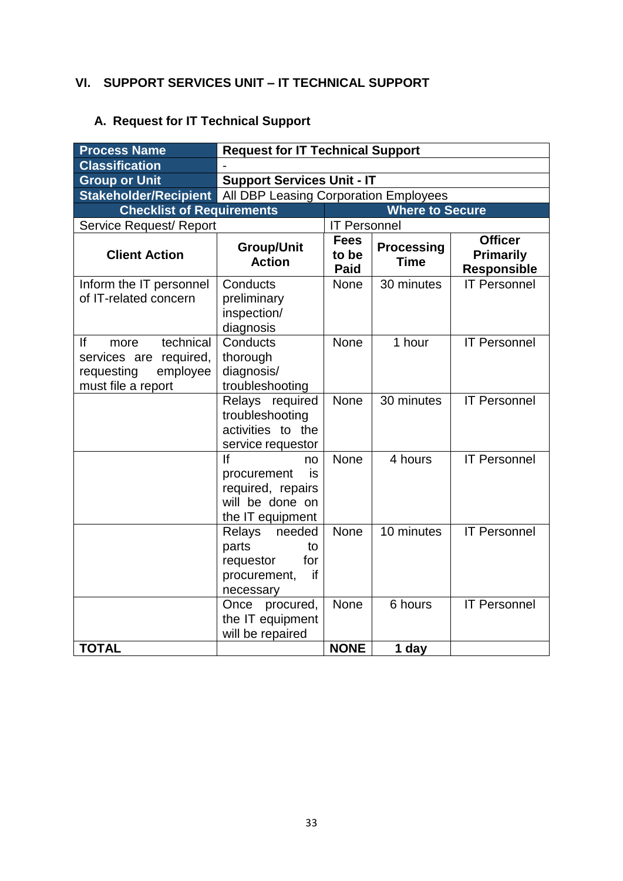## VI. SUPPORT SERVICES UNIT – IT TECHNICAL SUPPORT

### A. Request for IT Technical Support

| **Process Name** | **Request for IT Technical Support** | | | |
|---|---|---|---|---|
| **Classification** | - | | | |
| **Group or Unit** | **Support Services Unit - IT** | | | |
| **Stakeholder/Recipient** | All DBP Leasing Corporation Employees | | | |
| **Checklist of Requirements** | | **Where to Secure** | | |
| Service Request/ Report | | IT Personnel | | |
| **Client Action** | **Group/Unit Action** | **Fees to be Paid** | **Processing Time** | **Officer Primarily Responsible** |
| Inform the IT personnel of IT-related concern | Conducts preliminary inspection/ diagnosis | None | 30 minutes | IT Personnel |
| If more technical services are required, requesting employee must file a report | Conducts thorough diagnosis/ troubleshooting | None | 1 hour | IT Personnel |
| | Relays required troubleshooting activities to the service requestor | None | 30 minutes | IT Personnel |
| | If no procurement is required, repairs will be done on the IT equipment | None | 4 hours | IT Personnel |
| | Relays needed parts to requestor for procurement, if necessary | None | 10 minutes | IT Personnel |
| | Once procured, the IT equipment will be repaired | None | 6 hours | IT Personnel |
| **TOTAL** | | **NONE** | **1 day** | |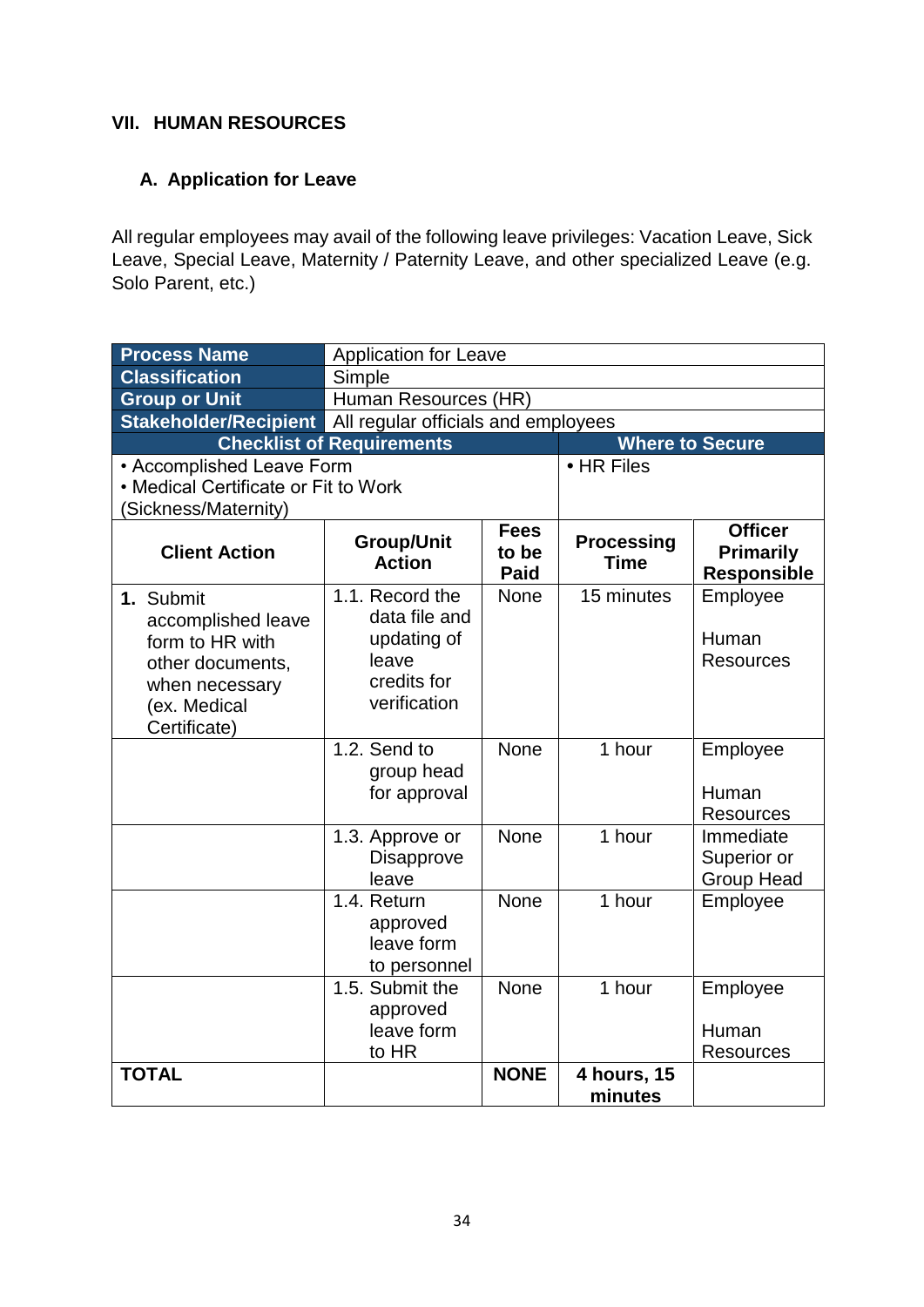## VII. HUMAN RESOURCES

### A. Application for Leave

All regular employees may avail of the following leave privileges: Vacation Leave, Sick Leave, Special Leave, Maternity / Paternity Leave, and other specialized Leave (e.g. Solo Parent, etc.)

| **Process Name** | Application for Leave | | | |
|---|---|---|---|---|
| **Classification** | Simple | | | |
| **Group or Unit** | Human Resources (HR) | | | |
| **Stakeholder/Recipient** | All regular officials and employees | | | |
| **Checklist of Requirements** | | | **Where to Secure** | |
| • Accomplished Leave Form<br>• Medical Certificate or Fit to Work (Sickness/Maternity) | | | • HR Files | |
| **Client Action** | **Group/Unit Action** | **Fees to be Paid** | **Processing Time** | **Officer Primarily Responsible** |
| 1. Submit accomplished leave form to HR with other documents, when necessary (ex. Medical Certificate) | 1.1. Record the data file and updating of leave credits for verification | None | 15 minutes | Employee<br><br>Human Resources |
| | 1.2. Send to group head for approval | None | 1 hour | Employee<br><br>Human Resources |
| | 1.3. Approve or Disapprove leave | None | 1 hour | Immediate Superior or Group Head |
| | 1.4. Return approved leave form to personnel | None | 1 hour | Employee |
| | 1.5. Submit the approved leave form to HR | None | 1 hour | Employee<br><br>Human Resources |
| **TOTAL** | | **NONE** | **4 hours, 15 minutes** | |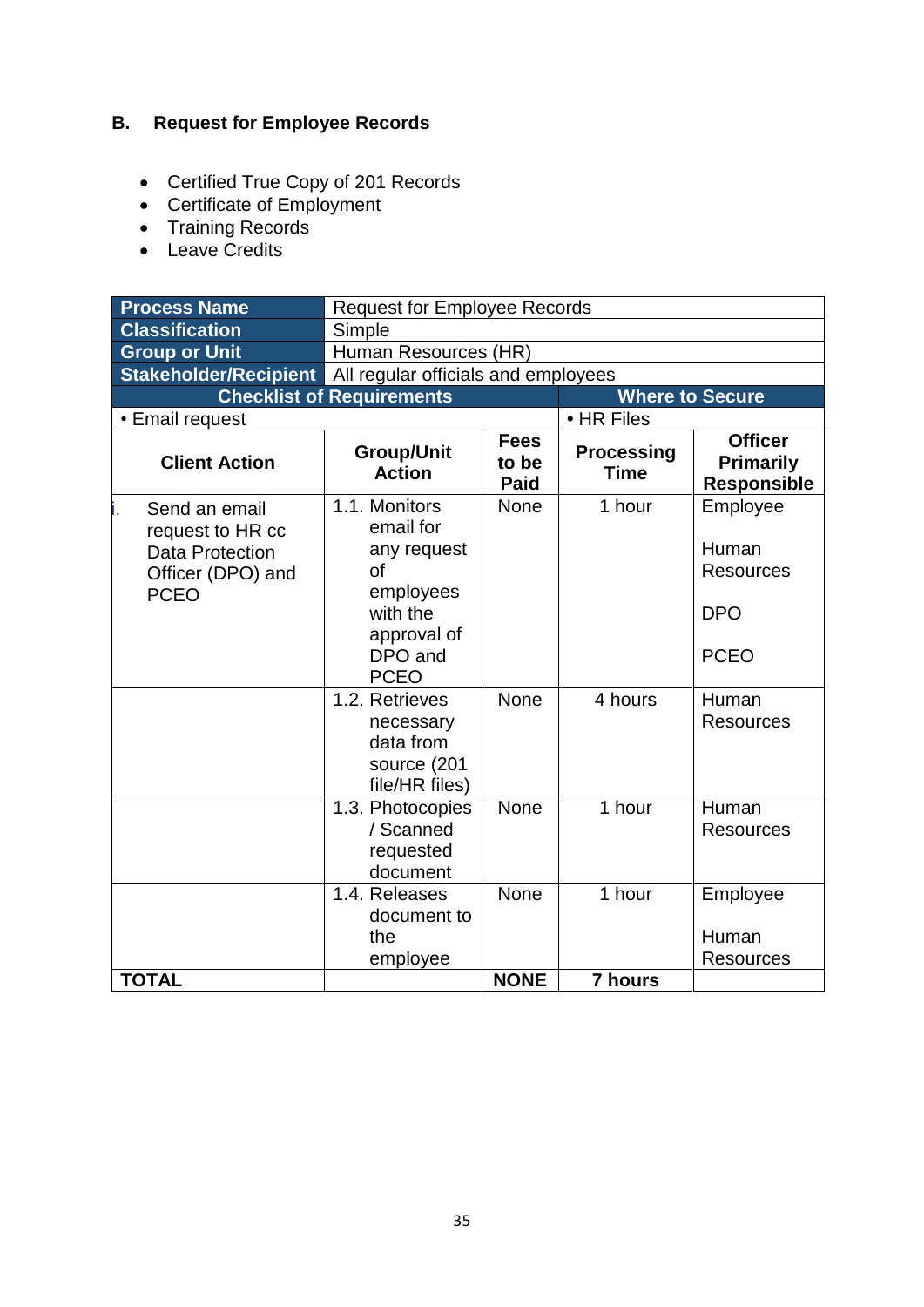## B. Request for Employee Records

- Certified True Copy of 201 Records
- Certificate of Employment
- Training Records
- Leave Credits

| **Process Name** | Request for Employee Records | | | |
|---|---|---|---|---|
| **Classification** | Simple | | | |
| **Group or Unit** | Human Resources (HR) | | | |
| **Stakeholder/Recipient** | All regular officials and employees | | | |
| **Checklist of Requirements** | | | **Where to Secure** | |
| • Email request | | | • HR Files | |
| **Client Action** | **Group/Unit Action** | **Fees to be Paid** | **Processing Time** | **Officer Primarily Responsible** |
| i. Send an email request to HR cc Data Protection Officer (DPO) and PCEO | 1.1. Monitors email for any request of employees with the approval of DPO and PCEO | None | 1 hour | Employee<br><br>Human Resources<br><br>DPO<br><br>PCEO |
| | 1.2. Retrieves necessary data from source (201 file/HR files) | None | 4 hours | Human Resources |
| | 1.3. Photocopies / Scanned requested document | None | 1 hour | Human Resources |
| | 1.4. Releases document to the employee | None | 1 hour | Employee<br><br>Human Resources |
| **TOTAL** | | **NONE** | **7 hours** | |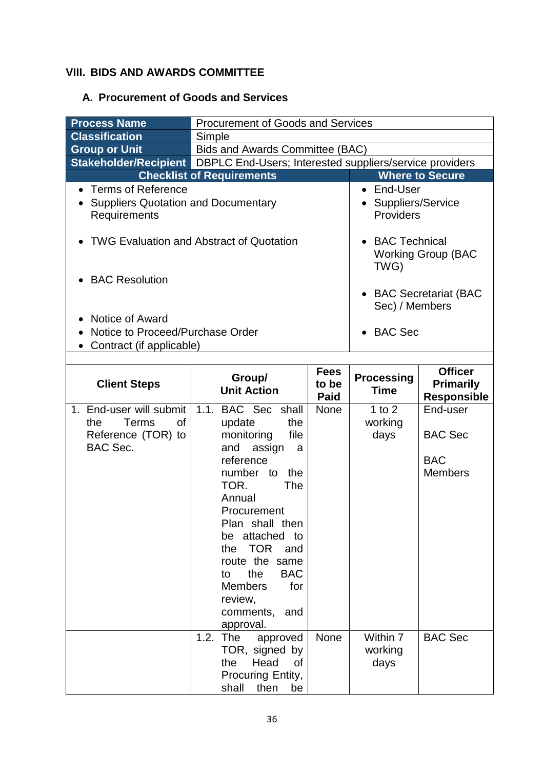## VIII. BIDS AND AWARDS COMMITTEE

### A. Procurement of Goods and Services

| **Process Name** | Procurement of Goods and Services |
|---|---|
| **Classification** | Simple |
| **Group or Unit** | Bids and Awards Committee (BAC) |
| **Stakeholder/Recipient** | DBPLC End-Users; Interested suppliers/service providers |

| **Checklist of Requirements** | **Where to Secure** |
|---|---|
| • Terms of Reference<br>• Suppliers Quotation and Documentary Requirements | • End-User<br>• Suppliers/Service Providers |
| • TWG Evaluation and Abstract of Quotation | • BAC Technical Working Group (BAC TWG) |
| • BAC Resolution | • BAC Secretariat (BAC Sec) / Members |
| • Notice of Award<br>• Notice to Proceed/Purchase Order<br>• Contract (if applicable) | • BAC Sec |

| Client Steps | Group/ Unit Action | Fees to be Paid | Processing Time | Officer Primarily Responsible |
|---|---|---|---|---|
| 1. End-user will submit the Terms of Reference (TOR) to BAC Sec. | 1.1. BAC Sec shall update the monitoring file and assign a reference number to the TOR. The Annual Procurement Plan shall then be attached to the TOR and route the same to the BAC Members for review, comments, and approval. | None | 1 to 2 working days | End-user<br><br>BAC Sec<br><br>BAC Members |
| | 1.2. The approved TOR, signed by the Head of Procuring Entity, shall then be | None | Within 7 working days | BAC Sec |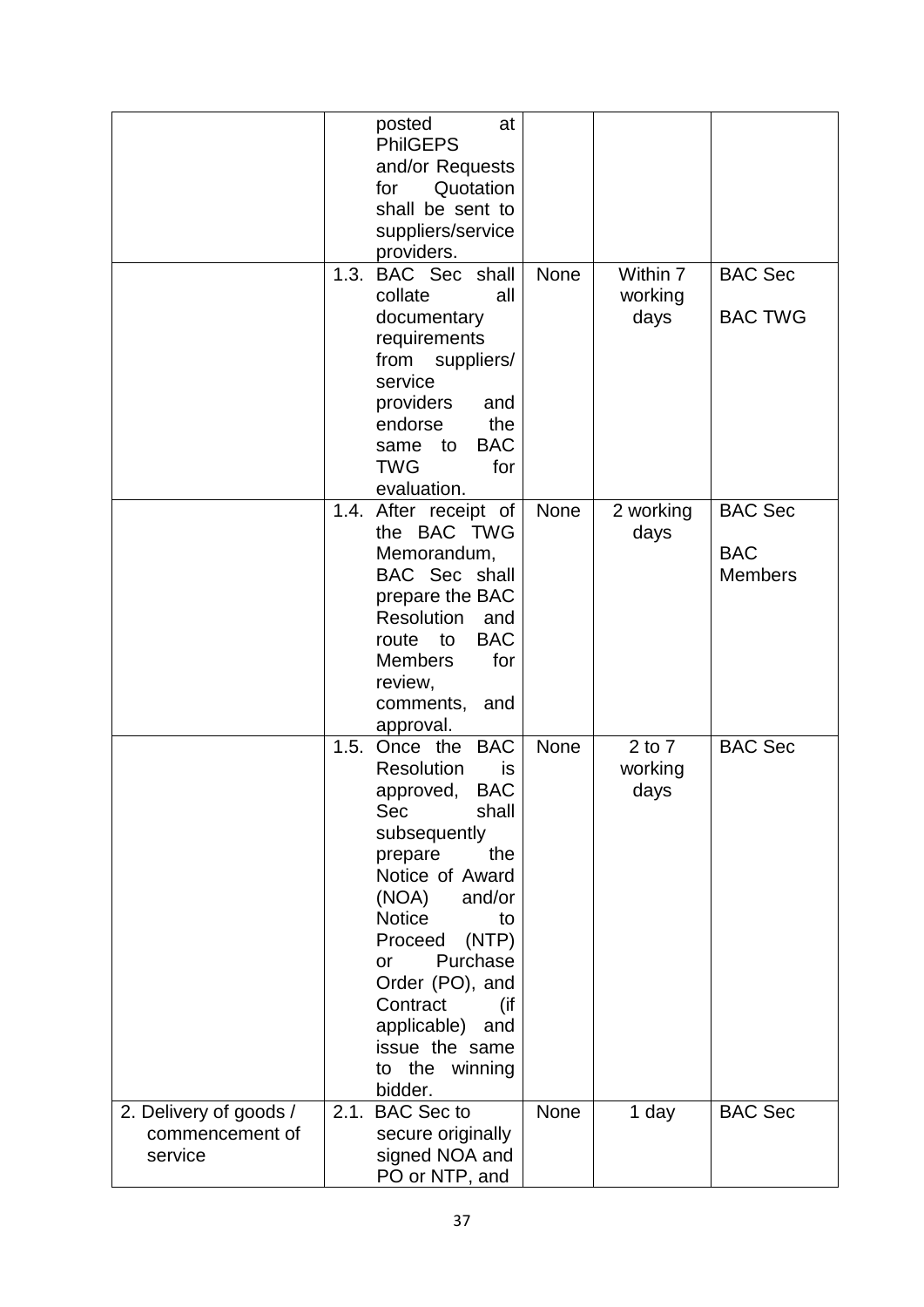| | | | | |
|---|---|---|---|---|
| | posted at PhilGEPS and/or Requests for Quotation shall be sent to suppliers/service providers. | | | |
| | 1.3. BAC Sec shall collate all documentary requirements from suppliers/ service providers and endorse the same to BAC TWG for evaluation. | None | Within 7 working days | BAC Sec<br><br>BAC TWG |
| | 1.4. After receipt of the BAC TWG Memorandum, BAC Sec shall prepare the BAC Resolution and route to BAC Members for review, comments, and approval. | None | 2 working days | BAC Sec<br><br>BAC Members |
| | 1.5. Once the BAC Resolution is approved, BAC Sec shall subsequently prepare the Notice of Award (NOA) and/or Notice to Proceed (NTP) or Purchase Order (PO), and Contract (if applicable) and issue the same to the winning bidder. | None | 2 to 7 working days | BAC Sec |
| 2. Delivery of goods / commencement of service | 2.1. BAC Sec to secure originally signed NOA and PO or NTP, and | None | 1 day | BAC Sec |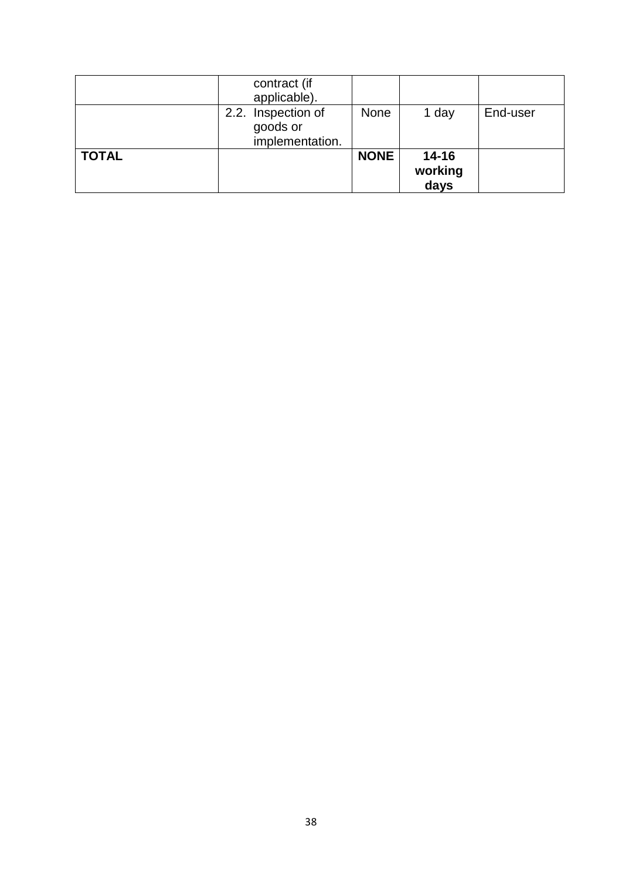| | | | | |
|---|---|---|---|---|
| | contract (if applicable). | | | |
| | 2.2. Inspection of goods or implementation. | None | 1 day | End-user |
| **TOTAL** | | **NONE** | **14-16 working days** | |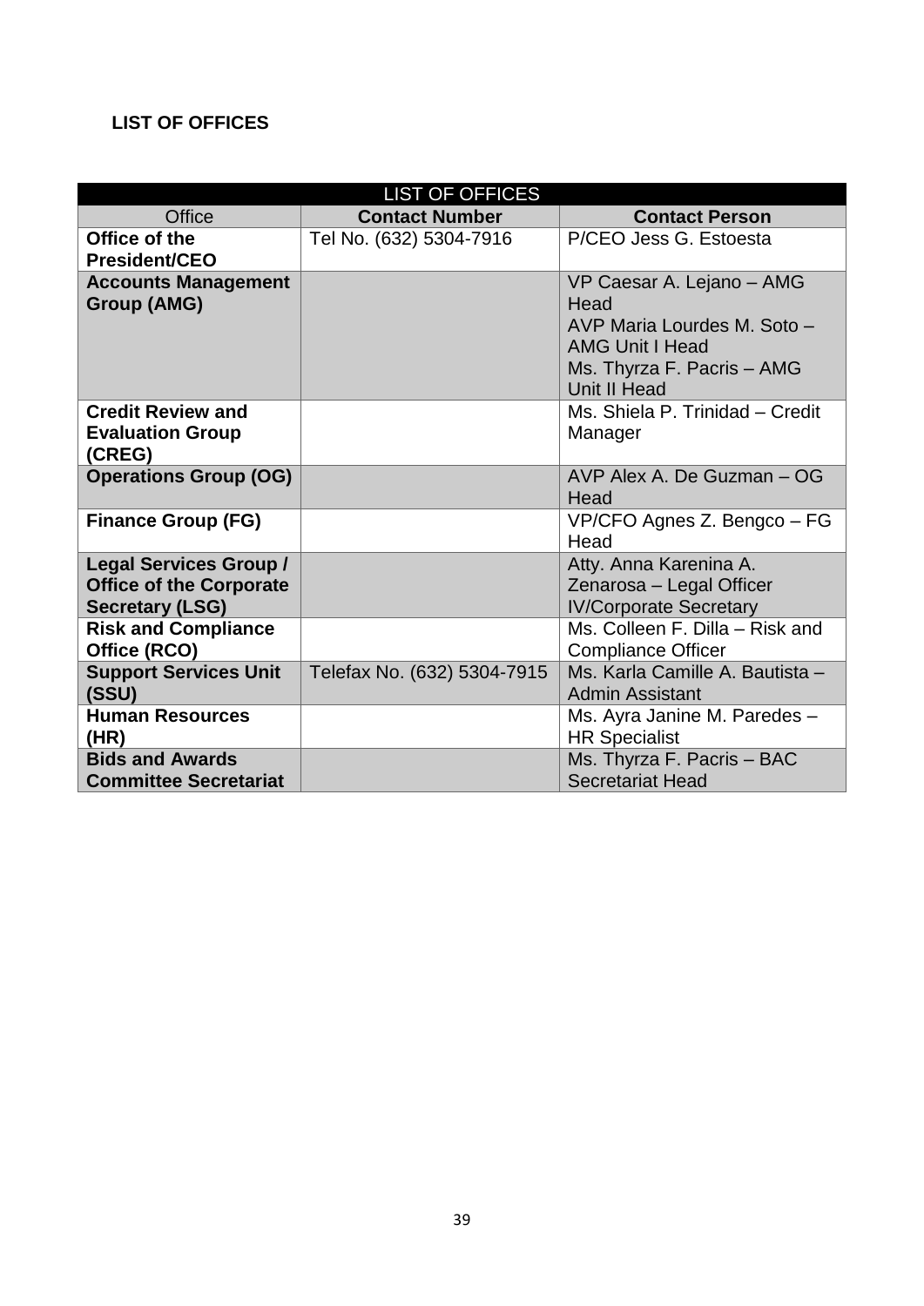**LIST OF OFFICES**

| LIST OF OFFICES | | |
|---|---|---|
| Office | **Contact Number** | **Contact Person** |
| **Office of the President/CEO** | Tel No. (632) 5304-7916 | P/CEO Jess G. Estoesta |
| **Accounts Management Group (AMG)** | | VP Caesar A. Lejano – AMG Head<br>AVP Maria Lourdes M. Soto – AMG Unit I Head<br>Ms. Thyrza F. Pacris – AMG Unit II Head |
| **Credit Review and Evaluation Group (CREG)** | | Ms. Shiela P. Trinidad – Credit Manager |
| **Operations Group (OG)** | | AVP Alex A. De Guzman – OG Head |
| **Finance Group (FG)** | | VP/CFO Agnes Z. Bengco – FG Head |
| **Legal Services Group / Office of the Corporate Secretary (LSG)** | | Atty. Anna Karenina A. Zenarosa – Legal Officer IV/Corporate Secretary |
| **Risk and Compliance Office (RCO)** | | Ms. Colleen F. Dilla – Risk and Compliance Officer |
| **Support Services Unit (SSU)** | Telefax No. (632) 5304-7915 | Ms. Karla Camille A. Bautista – Admin Assistant |
| **Human Resources (HR)** | | Ms. Ayra Janine M. Paredes – HR Specialist |
| **Bids and Awards Committee Secretariat** | | Ms. Thyrza F. Pacris – BAC Secretariat Head |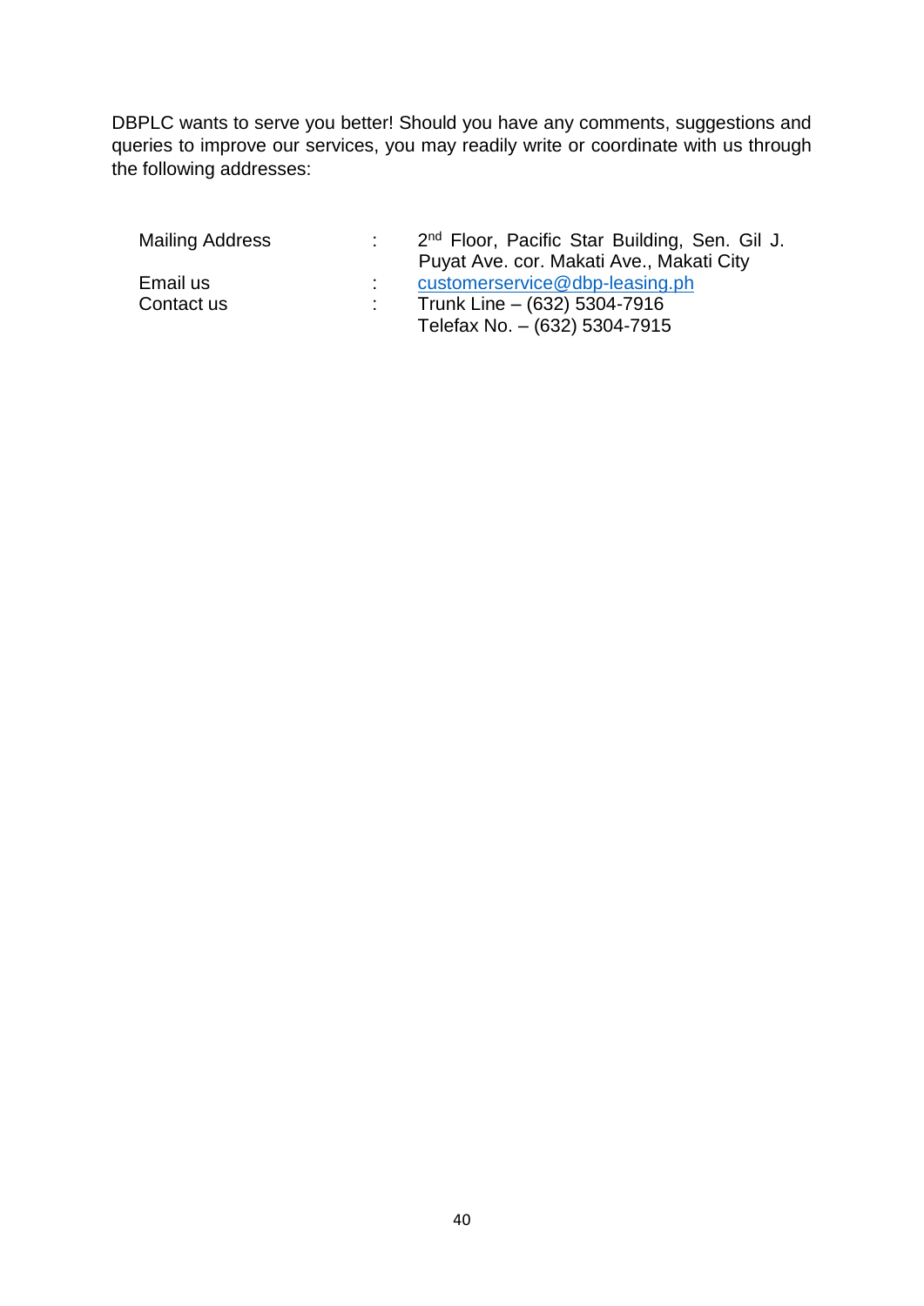DBPLC wants to serve you better! Should you have any comments, suggestions and queries to improve our services, you may readily write or coordinate with us through the following addresses:

| | | |
|---|---|---|
| Mailing Address | : | 2nd Floor, Pacific Star Building, Sen. Gil J. Puyat Ave. cor. Makati Ave., Makati City |
| Email us | : | customerservice@dbp-leasing.ph |
| Contact us | : | Trunk Line – (632) 5304-7916<br>Telefax No. – (632) 5304-7915 |